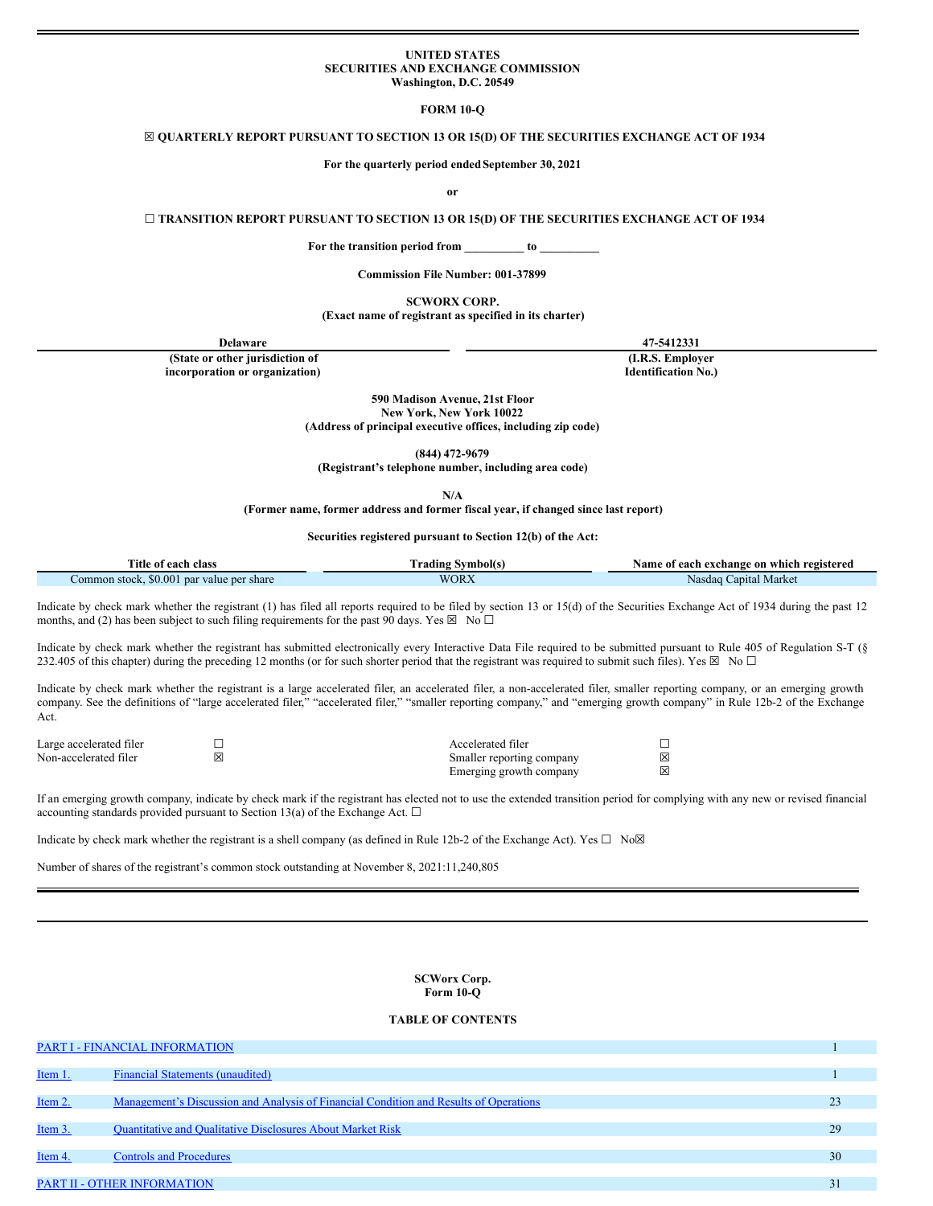**UNITED STATES**
**SECURITIES AND EXCHANGE COMMISSION**
**Washington, D.C. 20549**

**FORM 10-Q**

☒ **QUARTERLY REPORT PURSUANT TO SECTION 13 OR 15(D) OF THE SECURITIES EXCHANGE ACT OF 1934**

**For the quarterly period ended September 30, 2021**

**or**

☐ **TRANSITION REPORT PURSUANT TO SECTION 13 OR 15(D) OF THE SECURITIES EXCHANGE ACT OF 1934**

**For the transition period from __________ to __________**

**Commission File Number: 001-37899**

**SCWORX CORP.**
**(Exact name of registrant as specified in its charter)**

| Delaware | 47-5412331 |
|---|---|
| **(State or other jurisdiction of incorporation or organization)** | **(I.R.S. Employer Identification No.)** |

**590 Madison Avenue, 21st Floor**
**New York, New York 10022**
**(Address of principal executive offices, including zip code)**

**(844) 472-9679**
**(Registrant's telephone number, including area code)**

**N/A**
**(Former name, former address and former fiscal year, if changed since last report)**

**Securities registered pursuant to Section 12(b) of the Act:**

| Title of each class | Trading Symbol(s) | Name of each exchange on which registered |
|---|---|---|
| Common stock, $0.001 par value per share | WORX | Nasdaq Capital Market |

Indicate by check mark whether the registrant (1) has filed all reports required to be filed by section 13 or 15(d) of the Securities Exchange Act of 1934 during the past 12 months, and (2) has been subject to such filing requirements for the past 90 days. Yes ☒ No ☐

Indicate by check mark whether the registrant has submitted electronically every Interactive Data File required to be submitted pursuant to Rule 405 of Regulation S-T (§ 232.405 of this chapter) during the preceding 12 months (or for such shorter period that the registrant was required to submit such files). Yes ☒ No ☐

Indicate by check mark whether the registrant is a large accelerated filer, an accelerated filer, a non-accelerated filer, smaller reporting company, or an emerging growth company. See the definitions of "large accelerated filer," "accelerated filer," "smaller reporting company," and "emerging growth company" in Rule 12b-2 of the Exchange Act.

| | | | |
|---|---|---|---|
| Large accelerated filer | ☐ | Accelerated filer | ☐ |
| Non-accelerated filer | ☒ | Smaller reporting company | ☒ |
| | | Emerging growth company | ☒ |

If an emerging growth company, indicate by check mark if the registrant has elected not to use the extended transition period for complying with any new or revised financial accounting standards provided pursuant to Section 13(a) of the Exchange Act. ☐

Indicate by check mark whether the registrant is a shell company (as defined in Rule 12b-2 of the Exchange Act). Yes ☐ No☒

Number of shares of the registrant's common stock outstanding at November 8, 2021:11,240,805

**SCWorx Corp.**
**Form 10-Q**

**TABLE OF CONTENTS**

| | | |
|---|---|---|
| PART I - FINANCIAL INFORMATION | | 1 |
| Item 1. | Financial Statements (unaudited) | 1 |
| Item 2. | Management's Discussion and Analysis of Financial Condition and Results of Operations | 23 |
| Item 3. | Quantitative and Qualitative Disclosures About Market Risk | 29 |
| Item 4. | Controls and Procedures | 30 |
| PART II - OTHER INFORMATION | | 31 |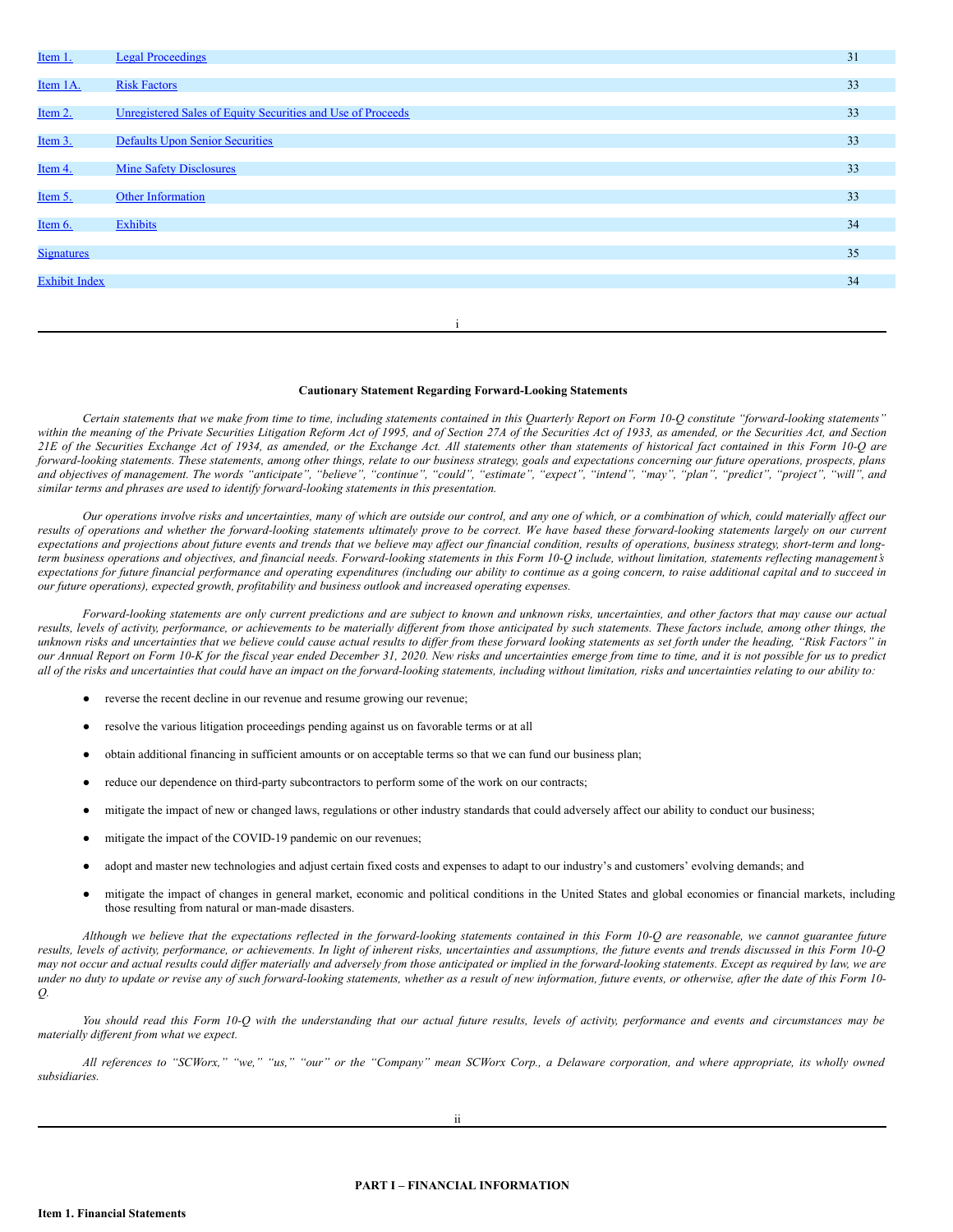| Item 1. | Legal Proceedings | 31 |
| --- | --- | --- |
| Item 1A. | Risk Factors | 33 |
| Item 2. | Unregistered Sales of Equity Securities and Use of Proceeds | 33 |
| Item 3. | Defaults Upon Senior Securities | 33 |
| Item 4. | Mine Safety Disclosures | 33 |
| Item 5. | Other Information | 33 |
| Item 6. | Exhibits | 34 |
| Signatures | | 35 |
| Exhibit Index | | 34 |

**Cautionary Statement Regarding Forward-Looking Statements**

*Certain statements that we make from time to time, including statements contained in this Quarterly Report on Form 10-Q constitute "forward-looking statements" within the meaning of the Private Securities Litigation Reform Act of 1995, and of Section 27A of the Securities Act of 1933, as amended, or the Securities Act, and Section 21E of the Securities Exchange Act of 1934, as amended, or the Exchange Act. All statements other than statements of historical fact contained in this Form 10-Q are forward-looking statements. These statements, among other things, relate to our business strategy, goals and expectations concerning our future operations, prospects, plans and objectives of management. The words "anticipate", "believe", "continue", "could", "estimate", "expect", "intend", "may", "plan", "predict", "project", "will", and similar terms and phrases are used to identify forward-looking statements in this presentation.*

*Our operations involve risks and uncertainties, many of which are outside our control, and any one of which, or a combination of which, could materially affect our results of operations and whether the forward-looking statements ultimately prove to be correct. We have based these forward-looking statements largely on our current expectations and projections about future events and trends that we believe may affect our financial condition, results of operations, business strategy, short-term and long-term business operations and objectives, and financial needs. Forward-looking statements in this Form 10-Q include, without limitation, statements reflecting management's expectations for future financial performance and operating expenditures (including our ability to continue as a going concern, to raise additional capital and to succeed in our future operations), expected growth, profitability and business outlook and increased operating expenses.*

*Forward-looking statements are only current predictions and are subject to known and unknown risks, uncertainties, and other factors that may cause our actual results, levels of activity, performance, or achievements to be materially different from those anticipated by such statements. These factors include, among other things, the unknown risks and uncertainties that we believe could cause actual results to differ from these forward looking statements as set forth under the heading, "Risk Factors" in our Annual Report on Form 10-K for the fiscal year ended December 31, 2020. New risks and uncertainties emerge from time to time, and it is not possible for us to predict all of the risks and uncertainties that could have an impact on the forward-looking statements, including without limitation, risks and uncertainties relating to our ability to:*

- reverse the recent decline in our revenue and resume growing our revenue;
- resolve the various litigation proceedings pending against us on favorable terms or at all
- obtain additional financing in sufficient amounts or on acceptable terms so that we can fund our business plan;
- reduce our dependence on third-party subcontractors to perform some of the work on our contracts;
- mitigate the impact of new or changed laws, regulations or other industry standards that could adversely affect our ability to conduct our business;
- mitigate the impact of the COVID-19 pandemic on our revenues;
- adopt and master new technologies and adjust certain fixed costs and expenses to adapt to our industry's and customers' evolving demands; and
- mitigate the impact of changes in general market, economic and political conditions in the United States and global economies or financial markets, including those resulting from natural or man-made disasters.

*Although we believe that the expectations reflected in the forward-looking statements contained in this Form 10-Q are reasonable, we cannot guarantee future results, levels of activity, performance, or achievements. In light of inherent risks, uncertainties and assumptions, the future events and trends discussed in this Form 10-Q may not occur and actual results could differ materially and adversely from those anticipated or implied in the forward-looking statements. Except as required by law, we are under no duty to update or revise any of such forward-looking statements, whether as a result of new information, future events, or otherwise, after the date of this Form 10-Q.*

*You should read this Form 10-Q with the understanding that our actual future results, levels of activity, performance and events and circumstances may be materially different from what we expect.*

*All references to "SCWorx," "we," "us," "our" or the "Company" mean SCWorx Corp., a Delaware corporation, and where appropriate, its wholly owned subsidiaries.*

**PART I – FINANCIAL INFORMATION**

**Item 1. Financial Statements**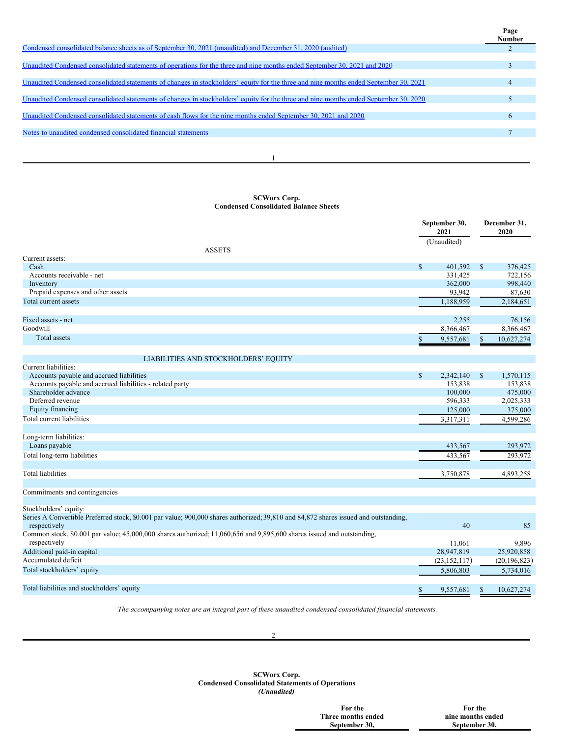| | Page Number |
|---|---|
| Condensed consolidated balance sheets as of September 30, 2021 (unaudited) and December 31, 2020 (audited) | 2 |
| Unaudited Condensed consolidated statements of operations for the three and nine months ended September 30, 2021 and 2020 | 3 |
| Unaudited Condensed consolidated statements of changes in stockholders' equity for the three and nine months ended September 30, 2021 | 4 |
| Unaudited Condensed consolidated statements of changes in stockholders' equity for the three and nine months ended September 30, 2020 | 5 |
| Unaudited Condensed consolidated statements of cash flows for the nine months ended September 30, 2021 and 2020 | 6 |
| Notes to unaudited condensed consolidated financial statements | 7 |

**SCWorx Corp.**
**Condensed Consolidated Balance Sheets**

| | September 30, 2021 (Unaudited) | December 31, 2020 |
|---|---|---|
| **ASSETS** | | |
| Current assets: | | |
| Cash | $ 401,592 | $ 376,425 |
| Accounts receivable - net | 331,425 | 722,156 |
| Inventory | 362,000 | 998,440 |
| Prepaid expenses and other assets | 93,942 | 87,630 |
| Total current assets | 1,188,959 | 2,184,651 |
| | | |
| Fixed assets - net | 2,255 | 76,156 |
| Goodwill | 8,366,467 | 8,366,467 |
| Total assets | $ 9,557,681 | $ 10,627,274 |
| | | |
| **LIABILITIES AND STOCKHOLDERS' EQUITY** | | |
| Current liabilities: | | |
| Accounts payable and accrued liabilities | $ 2,342,140 | $ 1,570,115 |
| Accounts payable and accrued liabilities - related party | 153,838 | 153,838 |
| Shareholder advance | 100,000 | 475,000 |
| Deferred revenue | 596,333 | 2,025,333 |
| Equity financing | 125,000 | 375,000 |
| Total current liabilities | 3,317,311 | 4,599,286 |
| | | |
| Long-term liabilities: | | |
| Loans payable | 433,567 | 293,972 |
| Total long-term liabilities | 433,567 | 293,972 |
| | | |
| Total liabilities | 3,750,878 | 4,893,258 |
| | | |
| Commitments and contingencies | | |
| | | |
| Stockholders' equity: | | |
| Series A Convertible Preferred stock, $0.001 par value; 900,000 shares authorized; 39,810 and 84,872 shares issued and outstanding, respectively | 40 | 85 |
| Common stock, $0.001 par value; 45,000,000 shares authorized; 11,060,656 and 9,895,600 shares issued and outstanding, respectively | 11,061 | 9,896 |
| Additional paid-in capital | 28,947,819 | 25,920,858 |
| Accumulated deficit | (23,152,117) | (20,196,823) |
| Total stockholders' equity | 5,806,803 | 5,734,016 |
| | | |
| Total liabilities and stockholders' equity | $ 9,557,681 | $ 10,627,274 |

*The accompanying notes are an integral part of these unaudited condensed consolidated financial statements.*

**SCWorx Corp.**
**Condensed Consolidated Statements of Operations**
***(Unaudited)***

| | For the Three months ended September 30, | For the nine months ended September 30, |
|---|---|---|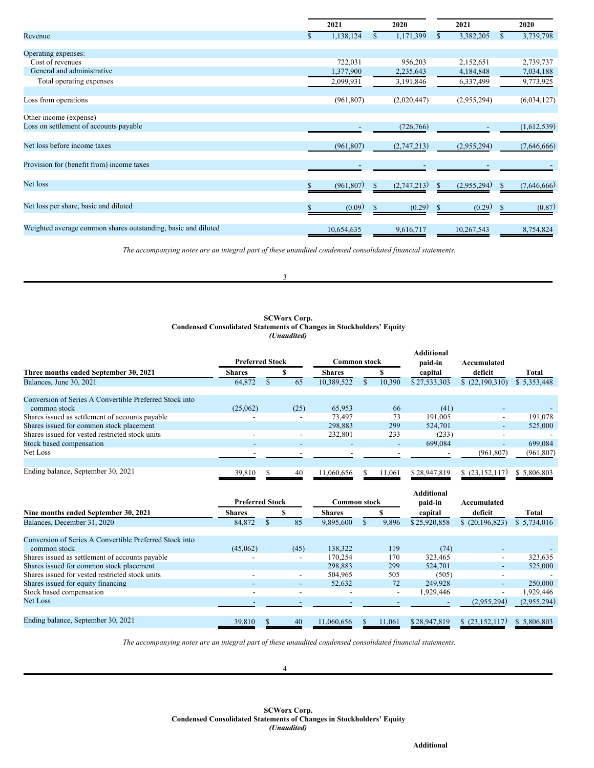|  | 2021 | 2020 | 2021 | 2020 |
|---|---|---|---|---|
| Revenue | $ 1,138,124 | $ 1,171,399 | $ 3,382,205 | $ 3,739,798 |
| Operating expenses: |  |  |  |  |
| Cost of revenues | 722,031 | 956,203 | 2,152,651 | 2,739,737 |
| General and administrative | 1,377,900 | 2,235,643 | 4,184,848 | 7,034,188 |
| Total operating expenses | 2,099,931 | 3,191,846 | 6,337,499 | 9,773,925 |
| Loss from operations | (961,807) | (2,020,447) | (2,955,294) | (6,034,127) |
| Other income (expense) |  |  |  |  |
| Loss on settlement of accounts payable | - | (726,766) | - | (1,612,539) |
| Net loss before income taxes | (961,807) | (2,747,213) | (2,955,294) | (7,646,666) |
| Provision for (benefit from) income taxes | - | - | - | - |
| Net loss | $ (961,807) | $ (2,747,213) | $ (2,955,294) | $ (7,646,666) |
| Net loss per share, basic and diluted | $ (0.09) | $ (0.29) | $ (0.29) | $ (0.87) |
| Weighted average common shares outstanding, basic and diluted | 10,654,635 | 9,616,717 | 10,267,543 | 8,754,824 |

*The accompanying notes are an integral part of these unaudited condensed consolidated financial statements.*

**SCWorx Corp.**
**Condensed Consolidated Statements of Changes in Stockholders' Equity**
***(Unaudited)***

|  | Preferred Stock |  | Common stock |  | Additional paid-in capital | Accumulated deficit | Total |
|---|---|---|---|---|---|---|---|
| **Three months ended September 30, 2021** | **Shares** | **$** | **Shares** | **$** |  |  |  |
| Balances, June 30, 2021 | 64,872 | $ 65 | 10,389,522 | $ 10,390 | $ 27,533,303 | $ (22,190,310) | $ 5,353,448 |
| Conversion of Series A Convertible Preferred Stock into common stock | (25,062) | (25) | 65,953 | 66 | (41) | - | - |
| Shares issued as settlement of accounts payable | - | - | 73,497 | 73 | 191,005 | - | 191,078 |
| Shares issued for common stock placement |  |  | 298,883 | 299 | 524,701 | - | 525,000 |
| Shares issued for vested restricted stock units | - | - | 232,801 | 233 | (233) | - | - |
| Stock based compensation | - | - | - | - | 699,084 | - | 699,084 |
| Net Loss | - | - | - | - | - | (961,807) | (961,807) |
| Ending balance, September 30, 2021 | 39,810 | $ 40 | 11,060,656 | $ 11,061 | $ 28,947,819 | $ (23,152,117) | $ 5,806,803 |

|  | Preferred Stock |  | Common stock |  | Additional paid-in capital | Accumulated deficit | Total |
|---|---|---|---|---|---|---|---|
| **Nine months ended September 30, 2021** | **Shares** | **$** | **Shares** | **$** |  |  |  |
| Balances, December 31, 2020 | 84,872 | $ 85 | 9,895,600 | $ 9,896 | $ 25,920,858 | $ (20,196,823) | $ 5,734,016 |
| Conversion of Series A Convertible Preferred Stock into common stock | (45,062) | (45) | 138,322 | 119 | (74) | - | - |
| Shares issued as settlement of accounts payable | - | - | 170,254 | 170 | 323,465 | - | 323,635 |
| Shares issued for common stock placement |  |  | 298,883 | 299 | 524,701 | - | 525,000 |
| Shares issued for vested restricted stock units | - | - | 504,965 | 505 | (505) | - | - |
| Shares issued for equity financing | - | - | 52,632 | 72 | 249,928 | - | 250,000 |
| Stock based compensation | - | - | - | - | 1,929,446 | - | 1,929,446 |
| Net Loss | - | - | - | - | - | (2,955,294) | (2,955,294) |
| Ending balance, September 30, 2021 | 39,810 | $ 40 | 11,060,656 | $ 11,061 | $ 28,947,819 | $ (23,152,117) | $ 5,806,803 |

*The accompanying notes are an integral part of these unaudited condensed consolidated financial statements.*

**SCWorx Corp.**
**Condensed Consolidated Statements of Changes in Stockholders' Equity**
***(Unaudited)***

Additional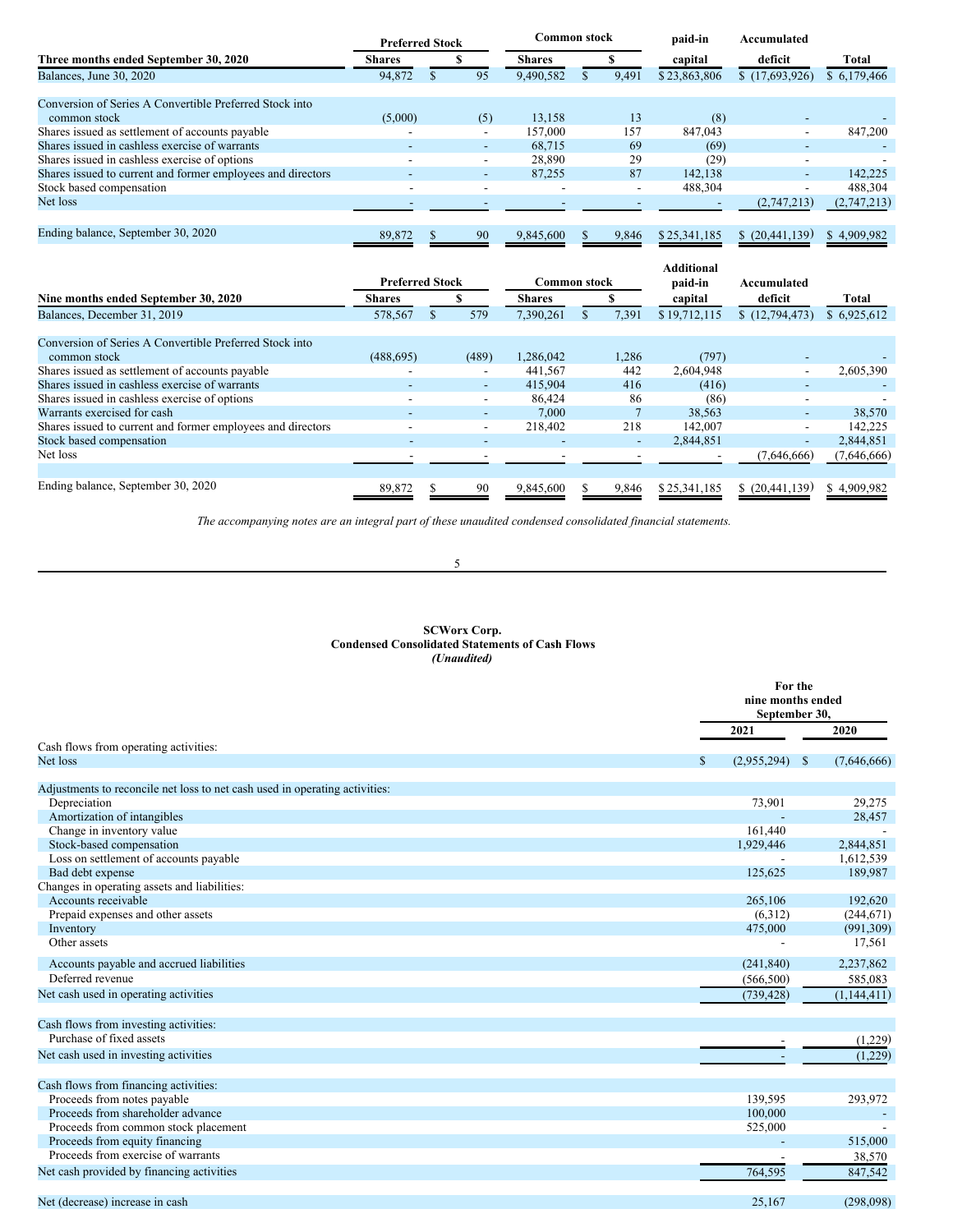| Three months ended September 30, 2020 | Preferred Stock | | Common stock | | Additional paid-in | Accumulated | |
|---|---|---|---|---|---|---|---|
| | Shares | $ | Shares | $ | capital | deficit | Total |
| Balances, June 30, 2020 | 94,872 | $ 95 | 9,490,582 | $ 9,491 | $ 23,863,806 | $ (17,693,926) | $ 6,179,466 |
| Conversion of Series A Convertible Preferred Stock into common stock | (5,000) | (5) | 13,158 | 13 | (8) | - | - |
| Shares issued as settlement of accounts payable | - | - | 157,000 | 157 | 847,043 | - | 847,200 |
| Shares issued in cashless exercise of warrants | - | - | 68,715 | 69 | (69) | - | - |
| Shares issued in cashless exercise of options | - | - | 28,890 | 29 | (29) | - | - |
| Shares issued to current and former employees and directors | - | - | 87,255 | 87 | 142,138 | - | 142,225 |
| Stock based compensation | - | - | - | - | 488,304 | - | 488,304 |
| Net loss | - | - | - | - | - | (2,747,213) | (2,747,213) |
| Ending balance, September 30, 2020 | 89,872 | $ 90 | 9,845,600 | $ 9,846 | $ 25,341,185 | $ (20,441,139) | $ 4,909,982 |

| Nine months ended September 30, 2020 | Preferred Stock | | Common stock | | Additional paid-in | Accumulated | |
|---|---|---|---|---|---|---|---|
| | Shares | $ | Shares | $ | capital | deficit | Total |
| Balances, December 31, 2019 | 578,567 | $ 579 | 7,390,261 | $ 7,391 | $ 19,712,115 | $ (12,794,473) | $ 6,925,612 |
| Conversion of Series A Convertible Preferred Stock into common stock | (488,695) | (489) | 1,286,042 | 1,286 | (797) | - | - |
| Shares issued as settlement of accounts payable | - | - | 441,567 | 442 | 2,604,948 | - | 2,605,390 |
| Shares issued in cashless exercise of warrants | - | - | 415,904 | 416 | (416) | - | - |
| Shares issued in cashless exercise of options | - | - | 86,424 | 86 | (86) | - | - |
| Warrants exercised for cash | - | - | 7,000 | 7 | 38,563 | - | 38,570 |
| Shares issued to current and former employees and directors | - | - | 218,402 | 218 | 142,007 | - | 142,225 |
| Stock based compensation | - | - | - | - | 2,844,851 | - | 2,844,851 |
| Net loss | - | - | - | - | - | (7,646,666) | (7,646,666) |
| Ending balance, September 30, 2020 | 89,872 | $ 90 | 9,845,600 | $ 9,846 | $ 25,341,185 | $ (20,441,139) | $ 4,909,982 |

*The accompanying notes are an integral part of these unaudited condensed consolidated financial statements.*

**SCWorx Corp.**
**Condensed Consolidated Statements of Cash Flows**
***(Unaudited)***

| | For the nine months ended September 30, | |
|---|---|---|
| | 2021 | 2020 |
| Cash flows from operating activities: | | |
| Net loss | $ (2,955,294) | $ (7,646,666) |
| Adjustments to reconcile net loss to net cash used in operating activities: | | |
| Depreciation | 73,901 | 29,275 |
| Amortization of intangibles | - | 28,457 |
| Change in inventory value | 161,440 | - |
| Stock-based compensation | 1,929,446 | 2,844,851 |
| Loss on settlement of accounts payable | - | 1,612,539 |
| Bad debt expense | 125,625 | 189,987 |
| Changes in operating assets and liabilities: | | |
| Accounts receivable | 265,106 | 192,620 |
| Prepaid expenses and other assets | (6,312) | (244,671) |
| Inventory | 475,000 | (991,309) |
| Other assets | - | 17,561 |
| Accounts payable and accrued liabilities | (241,840) | 2,237,862 |
| Deferred revenue | (566,500) | 585,083 |
| Net cash used in operating activities | (739,428) | (1,144,411) |
| Cash flows from investing activities: | | |
| Purchase of fixed assets | - | (1,229) |
| Net cash used in investing activities | - | (1,229) |
| Cash flows from financing activities: | | |
| Proceeds from notes payable | 139,595 | 293,972 |
| Proceeds from shareholder advance | 100,000 | - |
| Proceeds from common stock placement | 525,000 | - |
| Proceeds from equity financing | - | 515,000 |
| Proceeds from exercise of warrants | - | 38,570 |
| Net cash provided by financing activities | 764,595 | 847,542 |
| Net (decrease) increase in cash | 25,167 | (298,098) |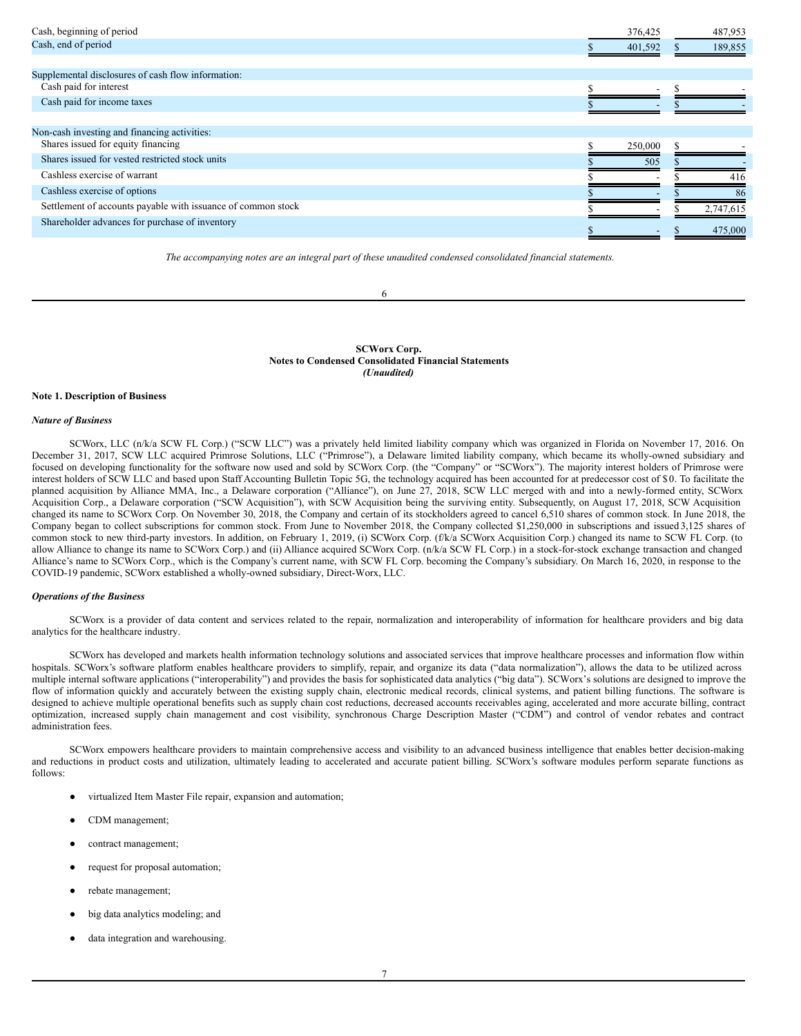| | | |
|---|---|---|
| Cash, beginning of period | 376,425 | 487,953 |
| Cash, end of period | $ 401,592 | $ 189,855 |
| | | |
| Supplemental disclosures of cash flow information: | | |
| Cash paid for interest | $ - | $ - |
| Cash paid for income taxes | $ - | $ - |
| | | |
| Non-cash investing and financing activities: | | |
| Shares issued for equity financing | $ 250,000 | $ - |
| Shares issued for vested restricted stock units | $ 505 | $ - |
| Cashless exercise of warrant | $ - | $ 416 |
| Cashless exercise of options | $ - | $ 86 |
| Settlement of accounts payable with issuance of common stock | $ - | $ 2,747,615 |
| Shareholder advances for purchase of inventory | $ - | $ 475,000 |

*The accompanying notes are an integral part of these unaudited condensed consolidated financial statements.*

**SCWorx Corp.**
**Notes to Condensed Consolidated Financial Statements**
***(Unaudited)***

**Note 1. Description of Business**

***Nature of Business***

SCWorx, LLC (n/k/a SCW FL Corp.) ("SCW LLC") was a privately held limited liability company which was organized in Florida on November 17, 2016. On December 31, 2017, SCW LLC acquired Primrose Solutions, LLC ("Primrose"), a Delaware limited liability company, which became its wholly-owned subsidiary and focused on developing functionality for the software now used and sold by SCWorx Corp. (the "Company" or "SCWorx"). The majority interest holders of Primrose were interest holders of SCW LLC and based upon Staff Accounting Bulletin Topic 5G, the technology acquired has been accounted for at predecessor cost of $0. To facilitate the planned acquisition by Alliance MMA, Inc., a Delaware corporation ("Alliance"), on June 27, 2018, SCW LLC merged with and into a newly-formed entity, SCWorx Acquisition Corp., a Delaware corporation ("SCW Acquisition"), with SCW Acquisition being the surviving entity. Subsequently, on August 17, 2018, SCW Acquisition changed its name to SCWorx Corp. On November 30, 2018, the Company and certain of its stockholders agreed to cancel 6,510 shares of common stock. In June 2018, the Company began to collect subscriptions for common stock. From June to November 2018, the Company collected $1,250,000 in subscriptions and issued 3,125 shares of common stock to new third-party investors. In addition, on February 1, 2019, (i) SCWorx Corp. (f/k/a SCWorx Acquisition Corp.) changed its name to SCW FL Corp. (to allow Alliance to change its name to SCWorx Corp.) and (ii) Alliance acquired SCWorx Corp. (n/k/a SCW FL Corp.) in a stock-for-stock exchange transaction and changed Alliance's name to SCWorx Corp., which is the Company's current name, with SCW FL Corp. becoming the Company's subsidiary. On March 16, 2020, in response to the COVID-19 pandemic, SCWorx established a wholly-owned subsidiary, Direct-Worx, LLC.

***Operations of the Business***

SCWorx is a provider of data content and services related to the repair, normalization and interoperability of information for healthcare providers and big data analytics for the healthcare industry.

SCWorx has developed and markets health information technology solutions and associated services that improve healthcare processes and information flow within hospitals. SCWorx's software platform enables healthcare providers to simplify, repair, and organize its data ("data normalization"), allows the data to be utilized across multiple internal software applications ("interoperability") and provides the basis for sophisticated data analytics ("big data"). SCWorx's solutions are designed to improve the flow of information quickly and accurately between the existing supply chain, electronic medical records, clinical systems, and patient billing functions. The software is designed to achieve multiple operational benefits such as supply chain cost reductions, decreased accounts receivables aging, accelerated and more accurate billing, contract optimization, increased supply chain management and cost visibility, synchronous Charge Description Master ("CDM") and control of vendor rebates and contract administration fees.

SCWorx empowers healthcare providers to maintain comprehensive access and visibility to an advanced business intelligence that enables better decision-making and reductions in product costs and utilization, ultimately leading to accelerated and accurate patient billing. SCWorx's software modules perform separate functions as follows:

- virtualized Item Master File repair, expansion and automation;
- CDM management;
- contract management;
- request for proposal automation;
- rebate management;
- big data analytics modeling; and
- data integration and warehousing.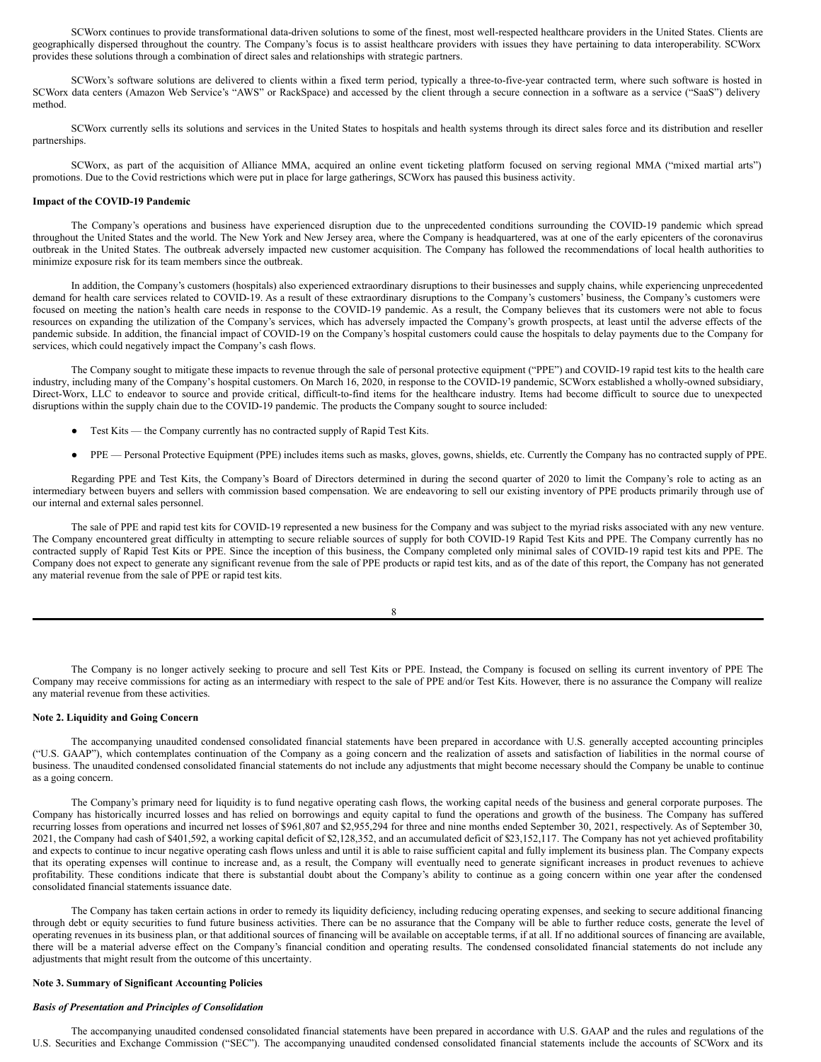SCWorx continues to provide transformational data-driven solutions to some of the finest, most well-respected healthcare providers in the United States. Clients are geographically dispersed throughout the country. The Company's focus is to assist healthcare providers with issues they have pertaining to data interoperability. SCWorx provides these solutions through a combination of direct sales and relationships with strategic partners.

SCWorx's software solutions are delivered to clients within a fixed term period, typically a three-to-five-year contracted term, where such software is hosted in SCWorx data centers (Amazon Web Service's "AWS" or RackSpace) and accessed by the client through a secure connection in a software as a service ("SaaS") delivery method.

SCWorx currently sells its solutions and services in the United States to hospitals and health systems through its direct sales force and its distribution and reseller partnerships.

SCWorx, as part of the acquisition of Alliance MMA, acquired an online event ticketing platform focused on serving regional MMA ("mixed martial arts") promotions. Due to the Covid restrictions which were put in place for large gatherings, SCWorx has paused this business activity.

**Impact of the COVID-19 Pandemic**

The Company's operations and business have experienced disruption due to the unprecedented conditions surrounding the COVID-19 pandemic which spread throughout the United States and the world. The New York and New Jersey area, where the Company is headquartered, was at one of the early epicenters of the coronavirus outbreak in the United States. The outbreak adversely impacted new customer acquisition. The Company has followed the recommendations of local health authorities to minimize exposure risk for its team members since the outbreak.

In addition, the Company's customers (hospitals) also experienced extraordinary disruptions to their businesses and supply chains, while experiencing unprecedented demand for health care services related to COVID-19. As a result of these extraordinary disruptions to the Company's customers' business, the Company's customers were focused on meeting the nation's health care needs in response to the COVID-19 pandemic. As a result, the Company believes that its customers were not able to focus resources on expanding the utilization of the Company's services, which has adversely impacted the Company's growth prospects, at least until the adverse effects of the pandemic subside. In addition, the financial impact of COVID-19 on the Company's hospital customers could cause the hospitals to delay payments due to the Company for services, which could negatively impact the Company's cash flows.

The Company sought to mitigate these impacts to revenue through the sale of personal protective equipment ("PPE") and COVID-19 rapid test kits to the health care industry, including many of the Company's hospital customers. On March 16, 2020, in response to the COVID-19 pandemic, SCWorx established a wholly-owned subsidiary, Direct-Worx, LLC to endeavor to source and provide critical, difficult-to-find items for the healthcare industry. Items had become difficult to source due to unexpected disruptions within the supply chain due to the COVID-19 pandemic. The products the Company sought to source included:

- Test Kits — the Company currently has no contracted supply of Rapid Test Kits.
- PPE — Personal Protective Equipment (PPE) includes items such as masks, gloves, gowns, shields, etc. Currently the Company has no contracted supply of PPE.

Regarding PPE and Test Kits, the Company's Board of Directors determined in during the second quarter of 2020 to limit the Company's role to acting as an intermediary between buyers and sellers with commission based compensation. We are endeavoring to sell our existing inventory of PPE products primarily through use of our internal and external sales personnel.

The sale of PPE and rapid test kits for COVID-19 represented a new business for the Company and was subject to the myriad risks associated with any new venture. The Company encountered great difficulty in attempting to secure reliable sources of supply for both COVID-19 Rapid Test Kits and PPE. The Company currently has no contracted supply of Rapid Test Kits or PPE. Since the inception of this business, the Company completed only minimal sales of COVID-19 rapid test kits and PPE. The Company does not expect to generate any significant revenue from the sale of PPE products or rapid test kits, and as of the date of this report, the Company has not generated any material revenue from the sale of PPE or rapid test kits.

The Company is no longer actively seeking to procure and sell Test Kits or PPE. Instead, the Company is focused on selling its current inventory of PPE The Company may receive commissions for acting as an intermediary with respect to the sale of PPE and/or Test Kits. However, there is no assurance the Company will realize any material revenue from these activities.

**Note 2. Liquidity and Going Concern**

The accompanying unaudited condensed consolidated financial statements have been prepared in accordance with U.S. generally accepted accounting principles ("U.S. GAAP"), which contemplates continuation of the Company as a going concern and the realization of assets and satisfaction of liabilities in the normal course of business. The unaudited condensed consolidated financial statements do not include any adjustments that might become necessary should the Company be unable to continue as a going concern.

The Company's primary need for liquidity is to fund negative operating cash flows, the working capital needs of the business and general corporate purposes. The Company has historically incurred losses and has relied on borrowings and equity capital to fund the operations and growth of the business. The Company has suffered recurring losses from operations and incurred net losses of $961,807 and $2,955,294 for three and nine months ended September 30, 2021, respectively. As of September 30, 2021, the Company had cash of $401,592, a working capital deficit of $2,128,352, and an accumulated deficit of $23,152,117. The Company has not yet achieved profitability and expects to continue to incur negative operating cash flows unless and until it is able to raise sufficient capital and fully implement its business plan. The Company expects that its operating expenses will continue to increase and, as a result, the Company will eventually need to generate significant increases in product revenues to achieve profitability. These conditions indicate that there is substantial doubt about the Company's ability to continue as a going concern within one year after the condensed consolidated financial statements issuance date.

The Company has taken certain actions in order to remedy its liquidity deficiency, including reducing operating expenses, and seeking to secure additional financing through debt or equity securities to fund future business activities. There can be no assurance that the Company will be able to further reduce costs, generate the level of operating revenues in its business plan, or that additional sources of financing will be available on acceptable terms, if at all. If no additional sources of financing are available, there will be a material adverse effect on the Company's financial condition and operating results. The condensed consolidated financial statements do not include any adjustments that might result from the outcome of this uncertainty.

**Note 3. Summary of Significant Accounting Policies**

***Basis of Presentation and Principles of Consolidation***

The accompanying unaudited condensed consolidated financial statements have been prepared in accordance with U.S. GAAP and the rules and regulations of the U.S. Securities and Exchange Commission ("SEC"). The accompanying unaudited condensed consolidated financial statements include the accounts of SCWorx and its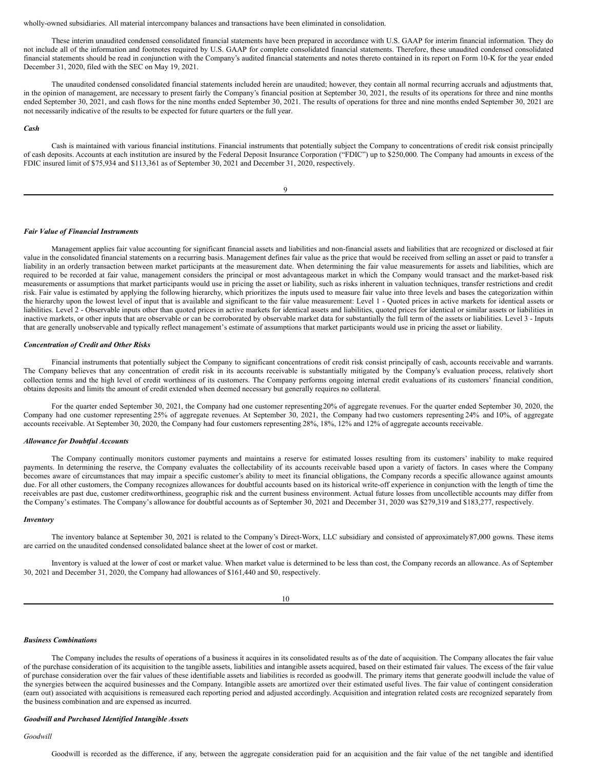wholly-owned subsidiaries. All material intercompany balances and transactions have been eliminated in consolidation.

These interim unaudited condensed consolidated financial statements have been prepared in accordance with U.S. GAAP for interim financial information. They do not include all of the information and footnotes required by U.S. GAAP for complete consolidated financial statements. Therefore, these unaudited condensed consolidated financial statements should be read in conjunction with the Company's audited financial statements and notes thereto contained in its report on Form 10-K for the year ended December 31, 2020, filed with the SEC on May 19, 2021.

The unaudited condensed consolidated financial statements included herein are unaudited; however, they contain all normal recurring accruals and adjustments that, in the opinion of management, are necessary to present fairly the Company's financial position at September 30, 2021, the results of its operations for three and nine months ended September 30, 2021, and cash flows for the nine months ended September 30, 2021. The results of operations for three and nine months ended September 30, 2021 are not necessarily indicative of the results to be expected for future quarters or the full year.

***Cash***

Cash is maintained with various financial institutions. Financial instruments that potentially subject the Company to concentrations of credit risk consist principally of cash deposits. Accounts at each institution are insured by the Federal Deposit Insurance Corporation ("FDIC") up to $250,000. The Company had amounts in excess of the FDIC insured limit of $75,934 and $113,361 as of September 30, 2021 and December 31, 2020, respectively.

***Fair Value of Financial Instruments***

Management applies fair value accounting for significant financial assets and liabilities and non-financial assets and liabilities that are recognized or disclosed at fair value in the consolidated financial statements on a recurring basis. Management defines fair value as the price that would be received from selling an asset or paid to transfer a liability in an orderly transaction between market participants at the measurement date. When determining the fair value measurements for assets and liabilities, which are required to be recorded at fair value, management considers the principal or most advantageous market in which the Company would transact and the market-based risk measurements or assumptions that market participants would use in pricing the asset or liability, such as risks inherent in valuation techniques, transfer restrictions and credit risk. Fair value is estimated by applying the following hierarchy, which prioritizes the inputs used to measure fair value into three levels and bases the categorization within the hierarchy upon the lowest level of input that is available and significant to the fair value measurement: Level 1 - Quoted prices in active markets for identical assets or liabilities. Level 2 - Observable inputs other than quoted prices in active markets for identical assets and liabilities, quoted prices for identical or similar assets or liabilities in inactive markets, or other inputs that are observable or can be corroborated by observable market data for substantially the full term of the assets or liabilities. Level 3 - Inputs that are generally unobservable and typically reflect management's estimate of assumptions that market participants would use in pricing the asset or liability.

***Concentration of Credit and Other Risks***

Financial instruments that potentially subject the Company to significant concentrations of credit risk consist principally of cash, accounts receivable and warrants. The Company believes that any concentration of credit risk in its accounts receivable is substantially mitigated by the Company's evaluation process, relatively short collection terms and the high level of credit worthiness of its customers. The Company performs ongoing internal credit evaluations of its customers' financial condition, obtains deposits and limits the amount of credit extended when deemed necessary but generally requires no collateral.

For the quarter ended September 30, 2021, the Company had one customer representing 20% of aggregate revenues. For the quarter ended September 30, 2020, the Company had one customer representing 25% of aggregate revenues. At September 30, 2021, the Company had two customers representing 24% and 10%, of aggregate accounts receivable. At September 30, 2020, the Company had four customers representing 28%, 18%, 12% and 12% of aggregate accounts receivable.

***Allowance for Doubtful Accounts***

The Company continually monitors customer payments and maintains a reserve for estimated losses resulting from its customers' inability to make required payments. In determining the reserve, the Company evaluates the collectability of its accounts receivable based upon a variety of factors. In cases where the Company becomes aware of circumstances that may impair a specific customer's ability to meet its financial obligations, the Company records a specific allowance against amounts due. For all other customers, the Company recognizes allowances for doubtful accounts based on its historical write-off experience in conjunction with the length of time the receivables are past due, customer creditworthiness, geographic risk and the current business environment. Actual future losses from uncollectible accounts may differ from the Company's estimates. The Company's allowance for doubtful accounts as of September 30, 2021 and December 31, 2020 was $279,319 and $183,277, respectively.

***Inventory***

The inventory balance at September 30, 2021 is related to the Company's Direct-Worx, LLC subsidiary and consisted of approximately 87,000 gowns. These items are carried on the unaudited condensed consolidated balance sheet at the lower of cost or market.

Inventory is valued at the lower of cost or market value. When market value is determined to be less than cost, the Company records an allowance. As of September 30, 2021 and December 31, 2020, the Company had allowances of $161,440 and $0, respectively.

***Business Combinations***

The Company includes the results of operations of a business it acquires in its consolidated results as of the date of acquisition. The Company allocates the fair value of the purchase consideration of its acquisition to the tangible assets, liabilities and intangible assets acquired, based on their estimated fair values. The excess of the fair value of purchase consideration over the fair values of these identifiable assets and liabilities is recorded as goodwill. The primary items that generate goodwill include the value of the synergies between the acquired businesses and the Company. Intangible assets are amortized over their estimated useful lives. The fair value of contingent consideration (earn out) associated with acquisitions is remeasured each reporting period and adjusted accordingly. Acquisition and integration related costs are recognized separately from the business combination and are expensed as incurred.

***Goodwill and Purchased Identified Intangible Assets***

*Goodwill*

Goodwill is recorded as the difference, if any, between the aggregate consideration paid for an acquisition and the fair value of the net tangible and identified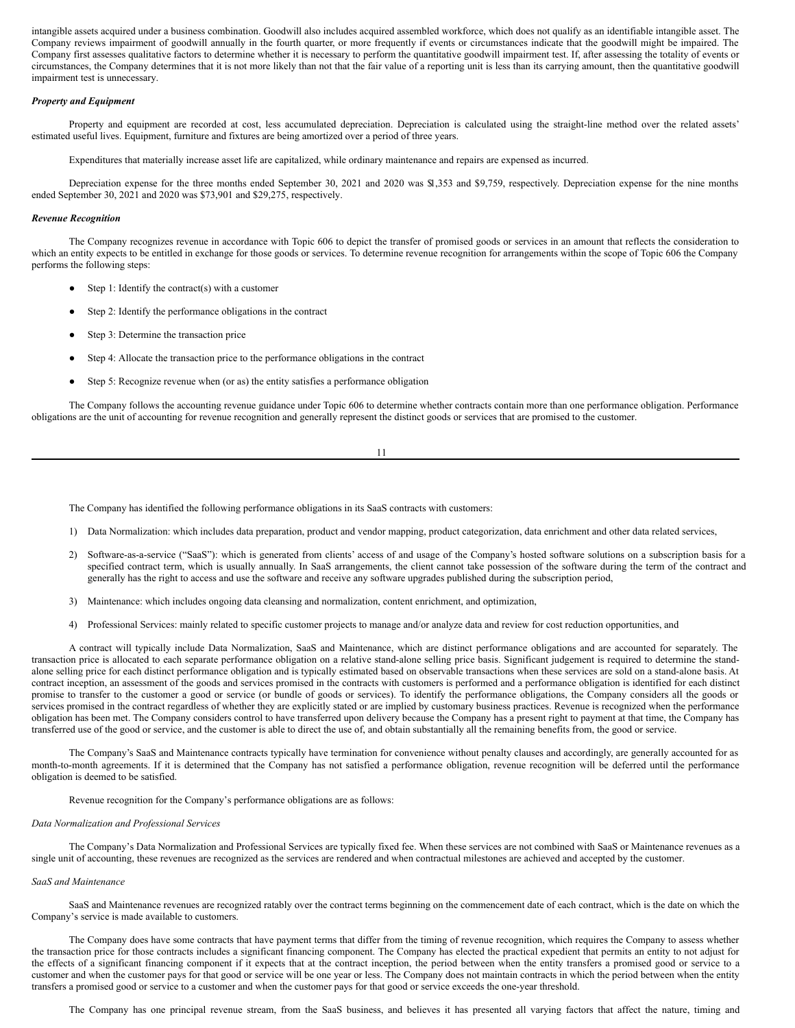intangible assets acquired under a business combination. Goodwill also includes acquired assembled workforce, which does not qualify as an identifiable intangible asset. The Company reviews impairment of goodwill annually in the fourth quarter, or more frequently if events or circumstances indicate that the goodwill might be impaired. The Company first assesses qualitative factors to determine whether it is necessary to perform the quantitative goodwill impairment test. If, after assessing the totality of events or circumstances, the Company determines that it is not more likely than not that the fair value of a reporting unit is less than its carrying amount, then the quantitative goodwill impairment test is unnecessary.

***Property and Equipment***

Property and equipment are recorded at cost, less accumulated depreciation. Depreciation is calculated using the straight-line method over the related assets' estimated useful lives. Equipment, furniture and fixtures are being amortized over a period of three years.

Expenditures that materially increase asset life are capitalized, while ordinary maintenance and repairs are expensed as incurred.

Depreciation expense for the three months ended September 30, 2021 and 2020 was $1,353 and $9,759, respectively. Depreciation expense for the nine months ended September 30, 2021 and 2020 was $73,901 and $29,275, respectively.

***Revenue Recognition***

The Company recognizes revenue in accordance with Topic 606 to depict the transfer of promised goods or services in an amount that reflects the consideration to which an entity expects to be entitled in exchange for those goods or services. To determine revenue recognition for arrangements within the scope of Topic 606 the Company performs the following steps:

- Step 1: Identify the contract(s) with a customer
- Step 2: Identify the performance obligations in the contract
- Step 3: Determine the transaction price
- Step 4: Allocate the transaction price to the performance obligations in the contract
- Step 5: Recognize revenue when (or as) the entity satisfies a performance obligation

The Company follows the accounting revenue guidance under Topic 606 to determine whether contracts contain more than one performance obligation. Performance obligations are the unit of accounting for revenue recognition and generally represent the distinct goods or services that are promised to the customer.

The Company has identified the following performance obligations in its SaaS contracts with customers:

1) Data Normalization: which includes data preparation, product and vendor mapping, product categorization, data enrichment and other data related services,
2) Software-as-a-service ("SaaS"): which is generated from clients' access of and usage of the Company's hosted software solutions on a subscription basis for a specified contract term, which is usually annually. In SaaS arrangements, the client cannot take possession of the software during the term of the contract and generally has the right to access and use the software and receive any software upgrades published during the subscription period,
3) Maintenance: which includes ongoing data cleansing and normalization, content enrichment, and optimization,
4) Professional Services: mainly related to specific customer projects to manage and/or analyze data and review for cost reduction opportunities, and

A contract will typically include Data Normalization, SaaS and Maintenance, which are distinct performance obligations and are accounted for separately. The transaction price is allocated to each separate performance obligation on a relative stand-alone selling price basis. Significant judgement is required to determine the stand-alone selling price for each distinct performance obligation and is typically estimated based on observable transactions when these services are sold on a stand-alone basis. At contract inception, an assessment of the goods and services promised in the contracts with customers is performed and a performance obligation is identified for each distinct promise to transfer to the customer a good or service (or bundle of goods or services). To identify the performance obligations, the Company considers all the goods or services promised in the contract regardless of whether they are explicitly stated or are implied by customary business practices. Revenue is recognized when the performance obligation has been met. The Company considers control to have transferred upon delivery because the Company has a present right to payment at that time, the Company has transferred use of the good or service, and the customer is able to direct the use of, and obtain substantially all the remaining benefits from, the good or service.

The Company's SaaS and Maintenance contracts typically have termination for convenience without penalty clauses and accordingly, are generally accounted for as month-to-month agreements. If it is determined that the Company has not satisfied a performance obligation, revenue recognition will be deferred until the performance obligation is deemed to be satisfied.

Revenue recognition for the Company's performance obligations are as follows:

*Data Normalization and Professional Services*

The Company's Data Normalization and Professional Services are typically fixed fee. When these services are not combined with SaaS or Maintenance revenues as a single unit of accounting, these revenues are recognized as the services are rendered and when contractual milestones are achieved and accepted by the customer.

*SaaS and Maintenance*

SaaS and Maintenance revenues are recognized ratably over the contract terms beginning on the commencement date of each contract, which is the date on which the Company's service is made available to customers.

The Company does have some contracts that have payment terms that differ from the timing of revenue recognition, which requires the Company to assess whether the transaction price for those contracts includes a significant financing component. The Company has elected the practical expedient that permits an entity to not adjust for the effects of a significant financing component if it expects that at the contract inception, the period between when the entity transfers a promised good or service to a customer and when the customer pays for that good or service will be one year or less. The Company does not maintain contracts in which the period between when the entity transfers a promised good or service to a customer and when the customer pays for that good or service exceeds the one-year threshold.

The Company has one principal revenue stream, from the SaaS business, and believes it has presented all varying factors that affect the nature, timing and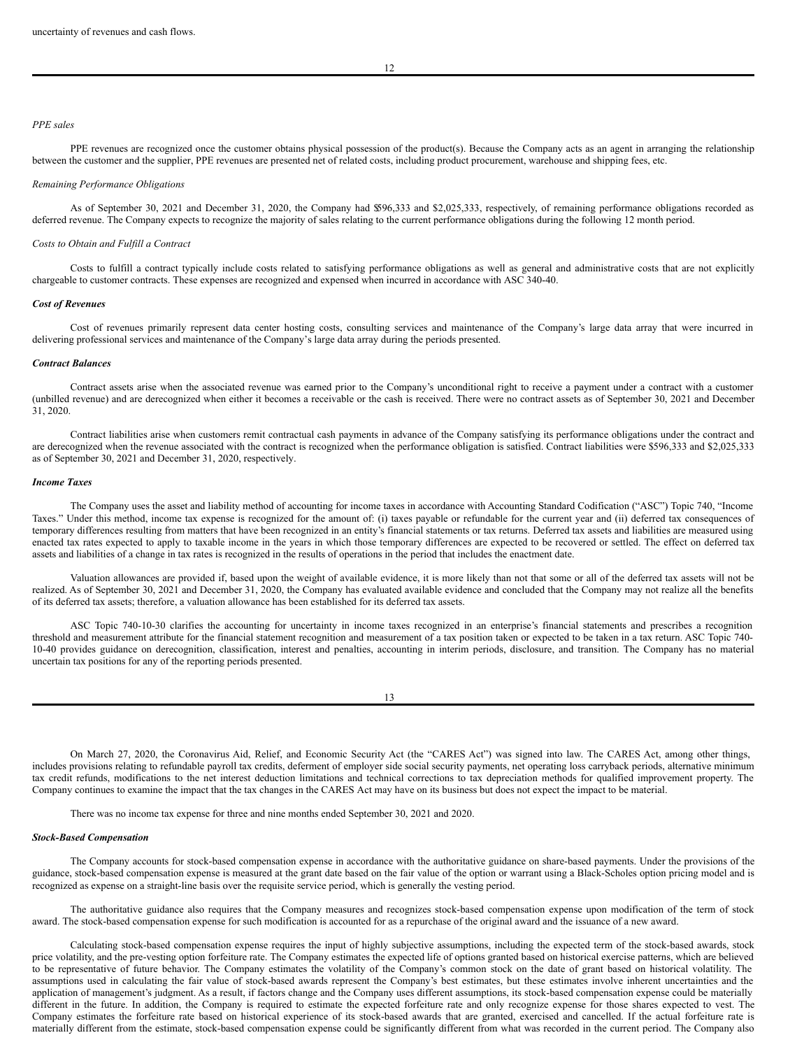uncertainty of revenues and cash flows.

*PPE sales*

PPE revenues are recognized once the customer obtains physical possession of the product(s). Because the Company acts as an agent in arranging the relationship between the customer and the supplier, PPE revenues are presented net of related costs, including product procurement, warehouse and shipping fees, etc.

*Remaining Performance Obligations*

As of September 30, 2021 and December 31, 2020, the Company had $596,333 and $2,025,333, respectively, of remaining performance obligations recorded as deferred revenue. The Company expects to recognize the majority of sales relating to the current performance obligations during the following 12 month period.

*Costs to Obtain and Fulfill a Contract*

Costs to fulfill a contract typically include costs related to satisfying performance obligations as well as general and administrative costs that are not explicitly chargeable to customer contracts. These expenses are recognized and expensed when incurred in accordance with ASC 340-40.

***Cost of Revenues***

Cost of revenues primarily represent data center hosting costs, consulting services and maintenance of the Company's large data array that were incurred in delivering professional services and maintenance of the Company's large data array during the periods presented.

***Contract Balances***

Contract assets arise when the associated revenue was earned prior to the Company's unconditional right to receive a payment under a contract with a customer (unbilled revenue) and are derecognized when either it becomes a receivable or the cash is received. There were no contract assets as of September 30, 2021 and December 31, 2020.

Contract liabilities arise when customers remit contractual cash payments in advance of the Company satisfying its performance obligations under the contract and are derecognized when the revenue associated with the contract is recognized when the performance obligation is satisfied. Contract liabilities were $596,333 and $2,025,333 as of September 30, 2021 and December 31, 2020, respectively.

***Income Taxes***

The Company uses the asset and liability method of accounting for income taxes in accordance with Accounting Standard Codification ("ASC") Topic 740, "Income Taxes." Under this method, income tax expense is recognized for the amount of: (i) taxes payable or refundable for the current year and (ii) deferred tax consequences of temporary differences resulting from matters that have been recognized in an entity's financial statements or tax returns. Deferred tax assets and liabilities are measured using enacted tax rates expected to apply to taxable income in the years in which those temporary differences are expected to be recovered or settled. The effect on deferred tax assets and liabilities of a change in tax rates is recognized in the results of operations in the period that includes the enactment date.

Valuation allowances are provided if, based upon the weight of available evidence, it is more likely than not that some or all of the deferred tax assets will not be realized. As of September 30, 2021 and December 31, 2020, the Company has evaluated available evidence and concluded that the Company may not realize all the benefits of its deferred tax assets; therefore, a valuation allowance has been established for its deferred tax assets.

ASC Topic 740-10-30 clarifies the accounting for uncertainty in income taxes recognized in an enterprise's financial statements and prescribes a recognition threshold and measurement attribute for the financial statement recognition and measurement of a tax position taken or expected to be taken in a tax return. ASC Topic 740-10-40 provides guidance on derecognition, classification, interest and penalties, accounting in interim periods, disclosure, and transition. The Company has no material uncertain tax positions for any of the reporting periods presented.

On March 27, 2020, the Coronavirus Aid, Relief, and Economic Security Act (the "CARES Act") was signed into law. The CARES Act, among other things, includes provisions relating to refundable payroll tax credits, deferment of employer side social security payments, net operating loss carryback periods, alternative minimum tax credit refunds, modifications to the net interest deduction limitations and technical corrections to tax depreciation methods for qualified improvement property. The Company continues to examine the impact that the tax changes in the CARES Act may have on its business but does not expect the impact to be material.

There was no income tax expense for three and nine months ended September 30, 2021 and 2020.

***Stock-Based Compensation***

The Company accounts for stock-based compensation expense in accordance with the authoritative guidance on share-based payments. Under the provisions of the guidance, stock-based compensation expense is measured at the grant date based on the fair value of the option or warrant using a Black-Scholes option pricing model and is recognized as expense on a straight-line basis over the requisite service period, which is generally the vesting period.

The authoritative guidance also requires that the Company measures and recognizes stock-based compensation expense upon modification of the term of stock award. The stock-based compensation expense for such modification is accounted for as a repurchase of the original award and the issuance of a new award.

Calculating stock-based compensation expense requires the input of highly subjective assumptions, including the expected term of the stock-based awards, stock price volatility, and the pre-vesting option forfeiture rate. The Company estimates the expected life of options granted based on historical exercise patterns, which are believed to be representative of future behavior. The Company estimates the volatility of the Company's common stock on the date of grant based on historical volatility. The assumptions used in calculating the fair value of stock-based awards represent the Company's best estimates, but these estimates involve inherent uncertainties and the application of management's judgment. As a result, if factors change and the Company uses different assumptions, its stock-based compensation expense could be materially different in the future. In addition, the Company is required to estimate the expected forfeiture rate and only recognize expense for those shares expected to vest. The Company estimates the forfeiture rate based on historical experience of its stock-based awards that are granted, exercised and cancelled. If the actual forfeiture rate is materially different from the estimate, stock-based compensation expense could be significantly different from what was recorded in the current period. The Company also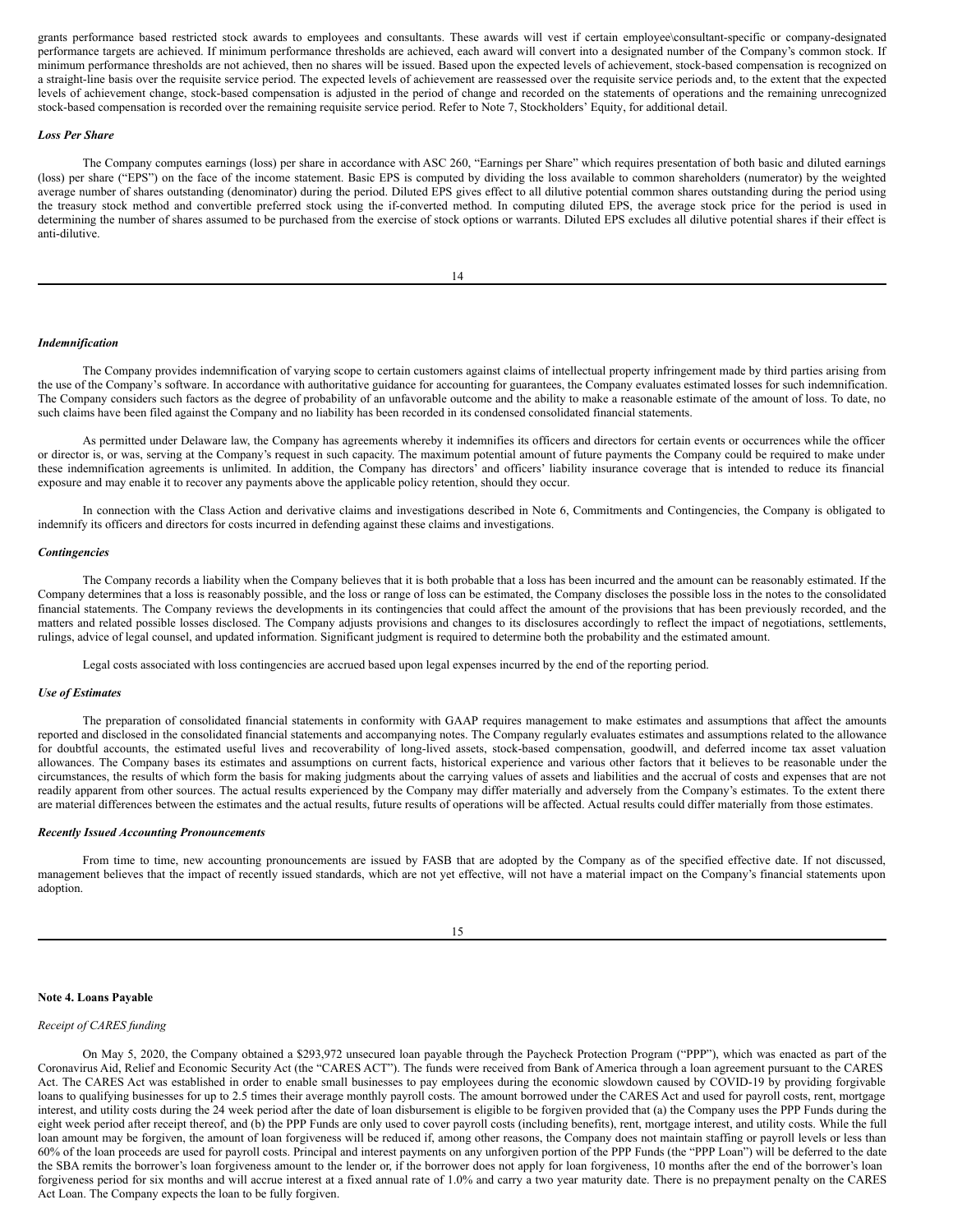grants performance based restricted stock awards to employees and consultants. These awards will vest if certain employee\consultant-specific or company-designated performance targets are achieved. If minimum performance thresholds are achieved, each award will convert into a designated number of the Company's common stock. If minimum performance thresholds are not achieved, then no shares will be issued. Based upon the expected levels of achievement, stock-based compensation is recognized on a straight-line basis over the requisite service period. The expected levels of achievement are reassessed over the requisite service periods and, to the extent that the expected levels of achievement change, stock-based compensation is adjusted in the period of change and recorded on the statements of operations and the remaining unrecognized stock-based compensation is recorded over the remaining requisite service period. Refer to Note 7, Stockholders' Equity, for additional detail.

***Loss Per Share***

The Company computes earnings (loss) per share in accordance with ASC 260, "Earnings per Share" which requires presentation of both basic and diluted earnings (loss) per share ("EPS") on the face of the income statement. Basic EPS is computed by dividing the loss available to common shareholders (numerator) by the weighted average number of shares outstanding (denominator) during the period. Diluted EPS gives effect to all dilutive potential common shares outstanding during the period using the treasury stock method and convertible preferred stock using the if-converted method. In computing diluted EPS, the average stock price for the period is used in determining the number of shares assumed to be purchased from the exercise of stock options or warrants. Diluted EPS excludes all dilutive potential shares if their effect is anti-dilutive.

***Indemnification***

The Company provides indemnification of varying scope to certain customers against claims of intellectual property infringement made by third parties arising from the use of the Company's software. In accordance with authoritative guidance for accounting for guarantees, the Company evaluates estimated losses for such indemnification. The Company considers such factors as the degree of probability of an unfavorable outcome and the ability to make a reasonable estimate of the amount of loss. To date, no such claims have been filed against the Company and no liability has been recorded in its condensed consolidated financial statements.

As permitted under Delaware law, the Company has agreements whereby it indemnifies its officers and directors for certain events or occurrences while the officer or director is, or was, serving at the Company's request in such capacity. The maximum potential amount of future payments the Company could be required to make under these indemnification agreements is unlimited. In addition, the Company has directors' and officers' liability insurance coverage that is intended to reduce its financial exposure and may enable it to recover any payments above the applicable policy retention, should they occur.

In connection with the Class Action and derivative claims and investigations described in Note 6, Commitments and Contingencies, the Company is obligated to indemnify its officers and directors for costs incurred in defending against these claims and investigations.

***Contingencies***

The Company records a liability when the Company believes that it is both probable that a loss has been incurred and the amount can be reasonably estimated. If the Company determines that a loss is reasonably possible, and the loss or range of loss can be estimated, the Company discloses the possible loss in the notes to the consolidated financial statements. The Company reviews the developments in its contingencies that could affect the amount of the provisions that has been previously recorded, and the matters and related possible losses disclosed. The Company adjusts provisions and changes to its disclosures accordingly to reflect the impact of negotiations, settlements, rulings, advice of legal counsel, and updated information. Significant judgment is required to determine both the probability and the estimated amount.

Legal costs associated with loss contingencies are accrued based upon legal expenses incurred by the end of the reporting period.

***Use of Estimates***

The preparation of consolidated financial statements in conformity with GAAP requires management to make estimates and assumptions that affect the amounts reported and disclosed in the consolidated financial statements and accompanying notes. The Company regularly evaluates estimates and assumptions related to the allowance for doubtful accounts, the estimated useful lives and recoverability of long-lived assets, stock-based compensation, goodwill, and deferred income tax asset valuation allowances. The Company bases its estimates and assumptions on current facts, historical experience and various other factors that it believes to be reasonable under the circumstances, the results of which form the basis for making judgments about the carrying values of assets and liabilities and the accrual of costs and expenses that are not readily apparent from other sources. The actual results experienced by the Company may differ materially and adversely from the Company's estimates. To the extent there are material differences between the estimates and the actual results, future results of operations will be affected. Actual results could differ materially from those estimates.

***Recently Issued Accounting Pronouncements***

From time to time, new accounting pronouncements are issued by FASB that are adopted by the Company as of the specified effective date. If not discussed, management believes that the impact of recently issued standards, which are not yet effective, will not have a material impact on the Company's financial statements upon adoption.

**Note 4. Loans Payable**

*Receipt of CARES funding*

On May 5, 2020, the Company obtained a $293,972 unsecured loan payable through the Paycheck Protection Program ("PPP"), which was enacted as part of the Coronavirus Aid, Relief and Economic Security Act (the "CARES ACT"). The funds were received from Bank of America through a loan agreement pursuant to the CARES Act. The CARES Act was established in order to enable small businesses to pay employees during the economic slowdown caused by COVID-19 by providing forgivable loans to qualifying businesses for up to 2.5 times their average monthly payroll costs. The amount borrowed under the CARES Act and used for payroll costs, rent, mortgage interest, and utility costs during the 24 week period after the date of loan disbursement is eligible to be forgiven provided that (a) the Company uses the PPP Funds during the eight week period after receipt thereof, and (b) the PPP Funds are only used to cover payroll costs (including benefits), rent, mortgage interest, and utility costs. While the full loan amount may be forgiven, the amount of loan forgiveness will be reduced if, among other reasons, the Company does not maintain staffing or payroll levels or less than 60% of the loan proceeds are used for payroll costs. Principal and interest payments on any unforgiven portion of the PPP Funds (the "PPP Loan") will be deferred to the date the SBA remits the borrower's loan forgiveness amount to the lender or, if the borrower does not apply for loan forgiveness, 10 months after the end of the borrower's loan forgiveness period for six months and will accrue interest at a fixed annual rate of 1.0% and carry a two year maturity date. There is no prepayment penalty on the CARES Act Loan. The Company expects the loan to be fully forgiven.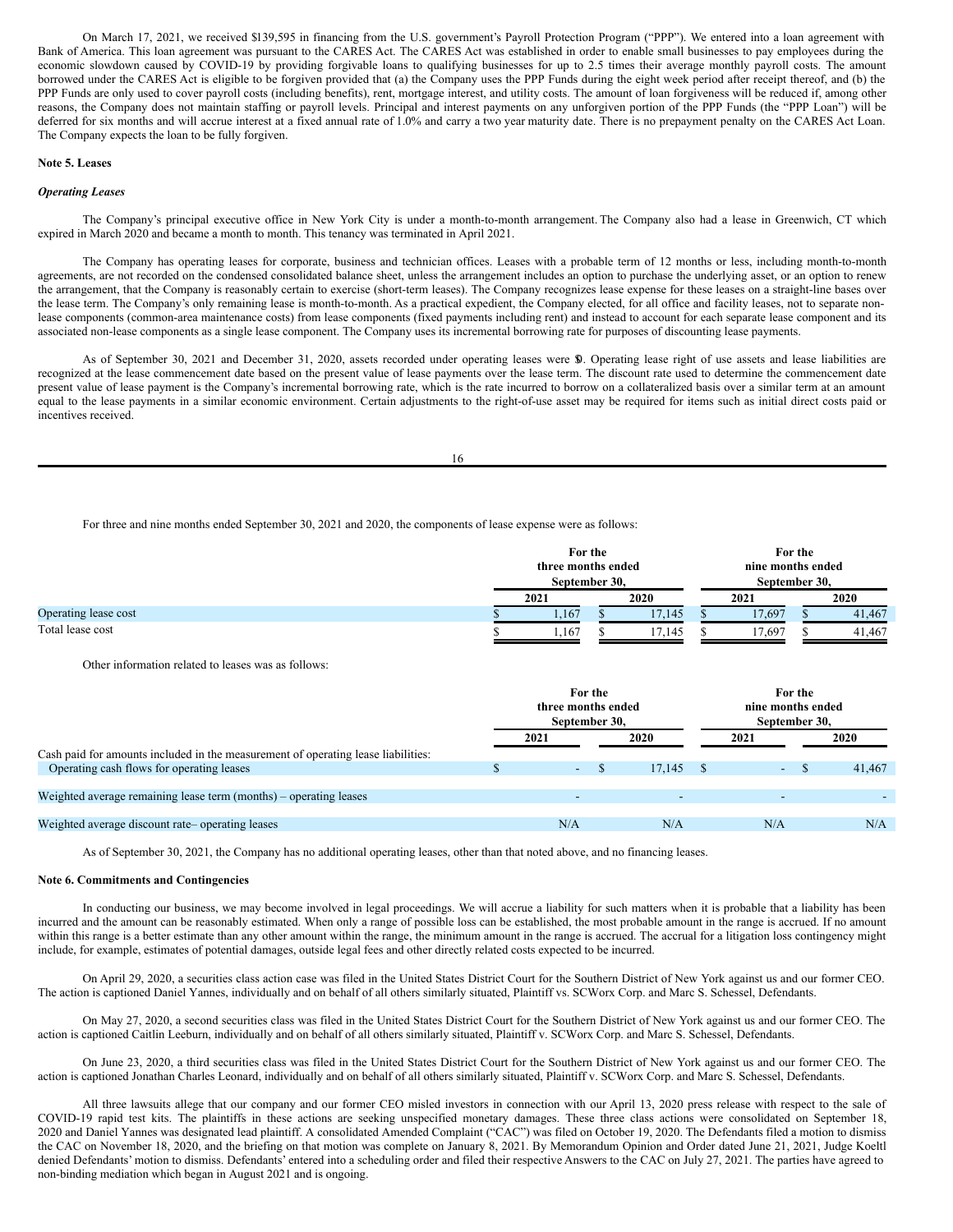On March 17, 2021, we received $139,595 in financing from the U.S. government's Payroll Protection Program ("PPP"). We entered into a loan agreement with Bank of America. This loan agreement was pursuant to the CARES Act. The CARES Act was established in order to enable small businesses to pay employees during the economic slowdown caused by COVID-19 by providing forgivable loans to qualifying businesses for up to 2.5 times their average monthly payroll costs. The amount borrowed under the CARES Act is eligible to be forgiven provided that (a) the Company uses the PPP Funds during the eight week period after receipt thereof, and (b) the PPP Funds are only used to cover payroll costs (including benefits), rent, mortgage interest, and utility costs. The amount of loan forgiveness will be reduced if, among other reasons, the Company does not maintain staffing or payroll levels. Principal and interest payments on any unforgiven portion of the PPP Funds (the "PPP Loan") will be deferred for six months and will accrue interest at a fixed annual rate of 1.0% and carry a two year maturity date. There is no prepayment penalty on the CARES Act Loan. The Company expects the loan to be fully forgiven.

**Note 5. Leases**

***Operating Leases***

The Company's principal executive office in New York City is under a month-to-month arrangement. The Company also had a lease in Greenwich, CT which expired in March 2020 and became a month to month. This tenancy was terminated in April 2021.

The Company has operating leases for corporate, business and technician offices. Leases with a probable term of 12 months or less, including month-to-month agreements, are not recorded on the condensed consolidated balance sheet, unless the arrangement includes an option to purchase the underlying asset, or an option to renew the arrangement, that the Company is reasonably certain to exercise (short-term leases). The Company recognizes lease expense for these leases on a straight-line bases over the lease term. The Company's only remaining lease is month-to-month. As a practical expedient, the Company elected, for all office and facility leases, not to separate non-lease components (common-area maintenance costs) from lease components (fixed payments including rent) and instead to account for each separate lease component and its associated non-lease components as a single lease component. The Company uses its incremental borrowing rate for purposes of discounting lease payments.

As of September 30, 2021 and December 31, 2020, assets recorded under operating leases were $0. Operating lease right of use assets and lease liabilities are recognized at the lease commencement date based on the present value of lease payments over the lease term. The discount rate used to determine the commencement date present value of lease payment is the Company's incremental borrowing rate, which is the rate incurred to borrow on a collateralized basis over a similar term at an amount equal to the lease payments in a similar economic environment. Certain adjustments to the right-of-use asset may be required for items such as initial direct costs paid or incentives received.

For three and nine months ended September 30, 2021 and 2020, the components of lease expense were as follows:

| | For the three months ended September 30, | | For the nine months ended September 30, | |
|---|---|---|---|---|
| | 2021 | 2020 | 2021 | 2020 |
| Operating lease cost | $ 1,167 | $ 17,145 | $ 17,697 | $ 41,467 |
| Total lease cost | $ 1,167 | $ 17,145 | $ 17,697 | $ 41,467 |

Other information related to leases was as follows:

| | For the three months ended September 30, | | For the nine months ended September 30, | |
|---|---|---|---|---|
| | 2021 | 2020 | 2021 | 2020 |
| Cash paid for amounts included in the measurement of operating lease liabilities: | | | | |
| Operating cash flows for operating leases | $ - | $ 17,145 | $ - | $ 41,467 |
| Weighted average remaining lease term (months) – operating leases | - | - | - | - |
| Weighted average discount rate– operating leases | N/A | N/A | N/A | N/A |

As of September 30, 2021, the Company has no additional operating leases, other than that noted above, and no financing leases.

**Note 6. Commitments and Contingencies**

In conducting our business, we may become involved in legal proceedings. We will accrue a liability for such matters when it is probable that a liability has been incurred and the amount can be reasonably estimated. When only a range of possible loss can be established, the most probable amount in the range is accrued. If no amount within this range is a better estimate than any other amount within the range, the minimum amount in the range is accrued. The accrual for a litigation loss contingency might include, for example, estimates of potential damages, outside legal fees and other directly related costs expected to be incurred.

On April 29, 2020, a securities class action case was filed in the United States District Court for the Southern District of New York against us and our former CEO. The action is captioned Daniel Yannes, individually and on behalf of all others similarly situated, Plaintiff vs. SCWorx Corp. and Marc S. Schessel, Defendants.

On May 27, 2020, a second securities class was filed in the United States District Court for the Southern District of New York against us and our former CEO. The action is captioned Caitlin Leeburn, individually and on behalf of all others similarly situated, Plaintiff v. SCWorx Corp. and Marc S. Schessel, Defendants.

On June 23, 2020, a third securities class was filed in the United States District Court for the Southern District of New York against us and our former CEO. The action is captioned Jonathan Charles Leonard, individually and on behalf of all others similarly situated, Plaintiff v. SCWorx Corp. and Marc S. Schessel, Defendants.

All three lawsuits allege that our company and our former CEO misled investors in connection with our April 13, 2020 press release with respect to the sale of COVID-19 rapid test kits. The plaintiffs in these actions are seeking unspecified monetary damages. These three class actions were consolidated on September 18, 2020 and Daniel Yannes was designated lead plaintiff. A consolidated Amended Complaint ("CAC") was filed on October 19, 2020. The Defendants filed a motion to dismiss the CAC on November 18, 2020, and the briefing on that motion was complete on January 8, 2021. By Memorandum Opinion and Order dated June 21, 2021, Judge Koeltl denied Defendants' motion to dismiss. Defendants' entered into a scheduling order and filed their respective Answers to the CAC on July 27, 2021. The parties have agreed to non-binding mediation which began in August 2021 and is ongoing.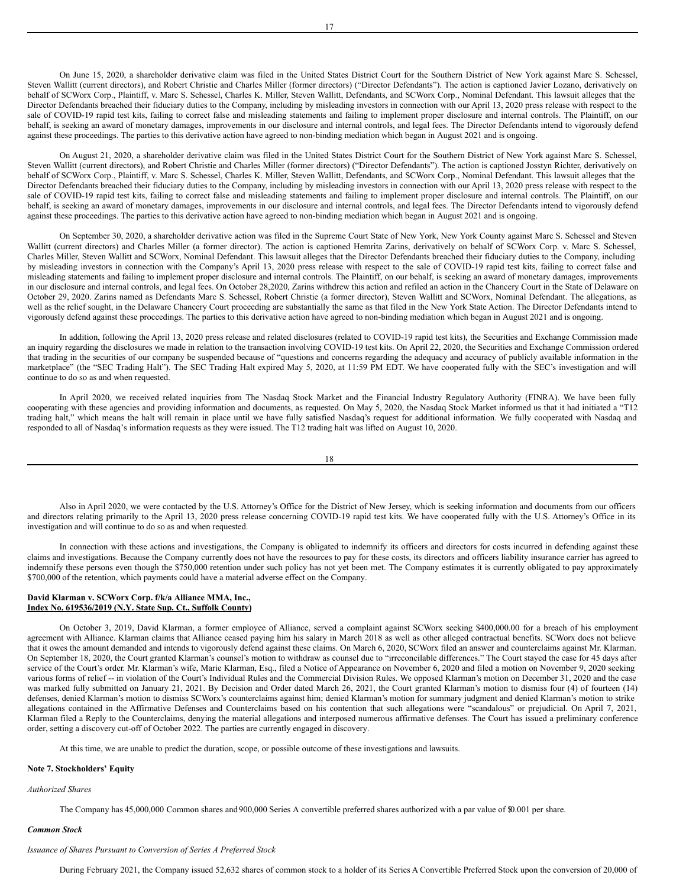On June 15, 2020, a shareholder derivative claim was filed in the United States District Court for the Southern District of New York against Marc S. Schessel, Steven Wallitt (current directors), and Robert Christie and Charles Miller (former directors) ("Director Defendants"). The action is captioned Javier Lozano, derivatively on behalf of SCWorx Corp., Plaintiff, v. Marc S. Schessel, Charles K. Miller, Steven Wallitt, Defendants, and SCWorx Corp., Nominal Defendant. This lawsuit alleges that the Director Defendants breached their fiduciary duties to the Company, including by misleading investors in connection with our April 13, 2020 press release with respect to the sale of COVID-19 rapid test kits, failing to correct false and misleading statements and failing to implement proper disclosure and internal controls. The Plaintiff, on our behalf, is seeking an award of monetary damages, improvements in our disclosure and internal controls, and legal fees. The Director Defendants intend to vigorously defend against these proceedings. The parties to this derivative action have agreed to non-binding mediation which began in August 2021 and is ongoing.

On August 21, 2020, a shareholder derivative claim was filed in the United States District Court for the Southern District of New York against Marc S. Schessel, Steven Wallitt (current directors), and Robert Christie and Charles Miller (former directors) ("Director Defendants"). The action is captioned Josstyn Richter, derivatively on behalf of SCWorx Corp., Plaintiff, v. Marc S. Schessel, Charles K. Miller, Steven Wallitt, Defendants, and SCWorx Corp., Nominal Defendant. This lawsuit alleges that the Director Defendants breached their fiduciary duties to the Company, including by misleading investors in connection with our April 13, 2020 press release with respect to the sale of COVID-19 rapid test kits, failing to correct false and misleading statements and failing to implement proper disclosure and internal controls. The Plaintiff, on our behalf, is seeking an award of monetary damages, improvements in our disclosure and internal controls, and legal fees. The Director Defendants intend to vigorously defend against these proceedings. The parties to this derivative action have agreed to non-binding mediation which began in August 2021 and is ongoing.

On September 30, 2020, a shareholder derivative action was filed in the Supreme Court State of New York, New York County against Marc S. Schessel and Steven Wallitt (current directors) and Charles Miller (a former director). The action is captioned Hemrita Zarins, derivatively on behalf of SCWorx Corp. v. Marc S. Schessel, Charles Miller, Steven Wallitt and SCWorx, Nominal Defendant. This lawsuit alleges that the Director Defendants breached their fiduciary duties to the Company, including by misleading investors in connection with the Company's April 13, 2020 press release with respect to the sale of COVID-19 rapid test kits, failing to correct false and misleading statements and failing to implement proper disclosure and internal controls. The Plaintiff, on our behalf, is seeking an award of monetary damages, improvements in our disclosure and internal controls, and legal fees. On October 28,2020, Zarins withdrew this action and refiled an action in the Chancery Court in the State of Delaware on October 29, 2020. Zarins named as Defendants Marc S. Schessel, Robert Christie (a former director), Steven Wallitt and SCWorx, Nominal Defendant. The allegations, as well as the relief sought, in the Delaware Chancery Court proceeding are substantially the same as that filed in the New York State Action. The Director Defendants intend to vigorously defend against these proceedings. The parties to this derivative action have agreed to non-binding mediation which began in August 2021 and is ongoing.

In addition, following the April 13, 2020 press release and related disclosures (related to COVID-19 rapid test kits), the Securities and Exchange Commission made an inquiry regarding the disclosures we made in relation to the transaction involving COVID-19 test kits. On April 22, 2020, the Securities and Exchange Commission ordered that trading in the securities of our company be suspended because of "questions and concerns regarding the adequacy and accuracy of publicly available information in the marketplace" (the "SEC Trading Halt"). The SEC Trading Halt expired May 5, 2020, at 11:59 PM EDT. We have cooperated fully with the SEC's investigation and will continue to do so as and when requested.

In April 2020, we received related inquiries from The Nasdaq Stock Market and the Financial Industry Regulatory Authority (FINRA). We have been fully cooperating with these agencies and providing information and documents, as requested. On May 5, 2020, the Nasdaq Stock Market informed us that it had initiated a "T12 trading halt," which means the halt will remain in place until we have fully satisfied Nasdaq's request for additional information. We fully cooperated with Nasdaq and responded to all of Nasdaq's information requests as they were issued. The T12 trading halt was lifted on August 10, 2020.

Also in April 2020, we were contacted by the U.S. Attorney's Office for the District of New Jersey, which is seeking information and documents from our officers and directors relating primarily to the April 13, 2020 press release concerning COVID-19 rapid test kits. We have cooperated fully with the U.S. Attorney's Office in its investigation and will continue to do so as and when requested.

In connection with these actions and investigations, the Company is obligated to indemnify its officers and directors for costs incurred in defending against these claims and investigations. Because the Company currently does not have the resources to pay for these costs, its directors and officers liability insurance carrier has agreed to indemnify these persons even though the $750,000 retention under such policy has not yet been met. The Company estimates it is currently obligated to pay approximately $700,000 of the retention, which payments could have a material adverse effect on the Company.

**David Klarman v. SCWorx Corp. f/k/a Alliance MMA, Inc.,**
**Index No. 619536/2019 (N.Y. State Sup. Ct., Suffolk County)**

On October 3, 2019, David Klarman, a former employee of Alliance, served a complaint against SCWorx seeking $400,000.00 for a breach of his employment agreement with Alliance. Klarman claims that Alliance ceased paying him his salary in March 2018 as well as other alleged contractual benefits. SCWorx does not believe that it owes the amount demanded and intends to vigorously defend against these claims. On March 6, 2020, SCWorx filed an answer and counterclaims against Mr. Klarman. On September 18, 2020, the Court granted Klarman's counsel's motion to withdraw as counsel due to "irreconcilable differences." The Court stayed the case for 45 days after service of the Court's order. Mr. Klarman's wife, Marie Klarman, Esq., filed a Notice of Appearance on November 6, 2020 and filed a motion on November 9, 2020 seeking various forms of relief -- in violation of the Court's Individual Rules and the Commercial Division Rules. We opposed Klarman's motion on December 31, 2020 and the case was marked fully submitted on January 21, 2021. By Decision and Order dated March 26, 2021, the Court granted Klarman's motion to dismiss four (4) of fourteen (14) defenses, denied Klarman's motion to dismiss SCWorx's counterclaims against him; denied Klarman's motion for summary judgment and denied Klarman's motion to strike allegations contained in the Affirmative Defenses and Counterclaims based on his contention that such allegations were "scandalous" or prejudicial. On April 7, 2021, Klarman filed a Reply to the Counterclaims, denying the material allegations and interposed numerous affirmative defenses. The Court has issued a preliminary conference order, setting a discovery cut-off of October 2022. The parties are currently engaged in discovery.

At this time, we are unable to predict the duration, scope, or possible outcome of these investigations and lawsuits.

**Note 7. Stockholders' Equity**

*Authorized Shares*

The Company has 45,000,000 Common shares and 900,000 Series A convertible preferred shares authorized with a par value of $0.001 per share.

***Common Stock***

*Issuance of Shares Pursuant to Conversion of Series A Preferred Stock*

During February 2021, the Company issued 52,632 shares of common stock to a holder of its Series A Convertible Preferred Stock upon the conversion of 20,000 of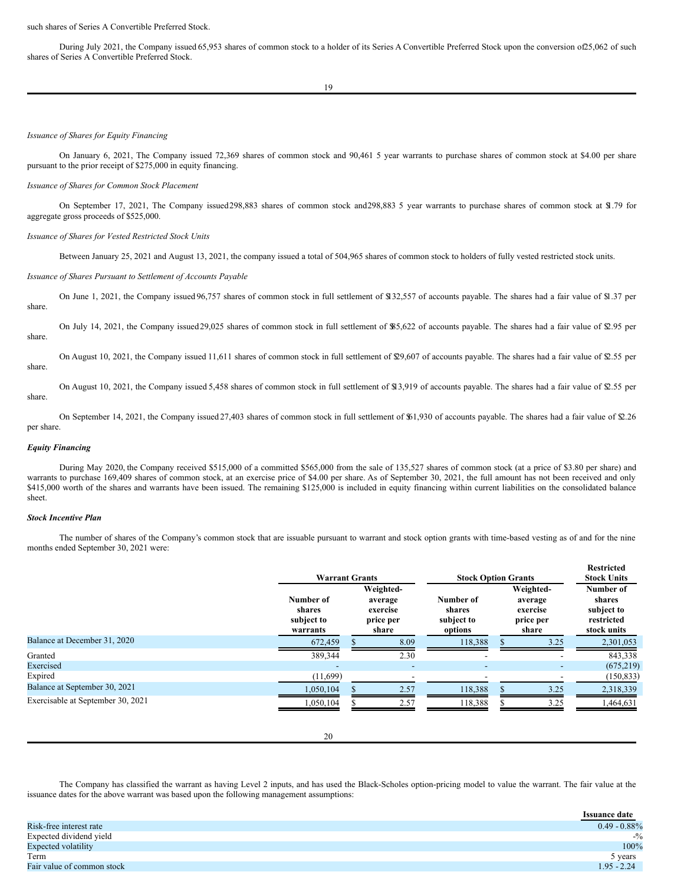such shares of Series A Convertible Preferred Stock.

During July 2021, the Company issued 65,953 shares of common stock to a holder of its Series A Convertible Preferred Stock upon the conversion of 25,062 of such shares of Series A Convertible Preferred Stock.

*Issuance of Shares for Equity Financing*

On January 6, 2021, The Company issued 72,369 shares of common stock and 90,461 5 year warrants to purchase shares of common stock at $4.00 per share pursuant to the prior receipt of $275,000 in equity financing.

*Issuance of Shares for Common Stock Placement*

On September 17, 2021, The Company issued 298,883 shares of common stock and 298,883 5 year warrants to purchase shares of common stock at $1.79 for aggregate gross proceeds of $525,000.

*Issuance of Shares for Vested Restricted Stock Units*

Between January 25, 2021 and August 13, 2021, the company issued a total of 504,965 shares of common stock to holders of fully vested restricted stock units.

*Issuance of Shares Pursuant to Settlement of Accounts Payable*

On June 1, 2021, the Company issued 96,757 shares of common stock in full settlement of $132,557 of accounts payable. The shares had a fair value of $1.37 per share.

On July 14, 2021, the Company issued 29,025 shares of common stock in full settlement of $85,622 of accounts payable. The shares had a fair value of $2.95 per share.

On August 10, 2021, the Company issued 11,611 shares of common stock in full settlement of $29,607 of accounts payable. The shares had a fair value of $2.55 per share.

On August 10, 2021, the Company issued 5,458 shares of common stock in full settlement of $13,919 of accounts payable. The shares had a fair value of $2.55 per share.

On September 14, 2021, the Company issued 27,403 shares of common stock in full settlement of $61,930 of accounts payable. The shares had a fair value of $2.26 per share.

***Equity Financing***

During May 2020, the Company received $515,000 of a committed $565,000 from the sale of 135,527 shares of common stock (at a price of $3.80 per share) and warrants to purchase 169,409 shares of common stock, at an exercise price of $4.00 per share. As of September 30, 2021, the full amount has not been received and only $415,000 worth of the shares and warrants have been issued. The remaining $125,000 is included in equity financing within current liabilities on the consolidated balance sheet.

***Stock Incentive Plan***

The number of shares of the Company's common stock that are issuable pursuant to warrant and stock option grants with time-based vesting as of and for the nine months ended September 30, 2021 were:

| | Warrant Grants | | Stock Option Grants | | Restricted Stock Units |
|---|---|---|---|---|---|
| | Number of shares subject to warrants | Weighted-average exercise price per share | Number of shares subject to options | Weighted-average exercise price per share | Number of shares subject to restricted stock units |
| Balance at December 31, 2020 | 672,459 | $ 8.09 | 118,388 | $ 3.25 | 2,301,053 |
| Granted | 389,344 | 2.30 | - | - | 843,338 |
| Exercised | - | - | - | - | (675,219) |
| Expired | (11,699) | - | - | - | (150,833) |
| Balance at September 30, 2021 | 1,050,104 | $ 2.57 | 118,388 | $ 3.25 | 2,318,339 |
| Exercisable at September 30, 2021 | 1,050,104 | $ 2.57 | 118,388 | $ 3.25 | 1,464,631 |

The Company has classified the warrant as having Level 2 inputs, and has used the Black-Scholes option-pricing model to value the warrant. The fair value at the issuance dates for the above warrant was based upon the following management assumptions:

| | Issuance date |
|---|---|
| Risk-free interest rate | 0.49 - 0.88% |
| Expected dividend yield | -% |
| Expected volatility | 100% |
| Term | 5 years |
| Fair value of common stock | 1.95 - 2.24 |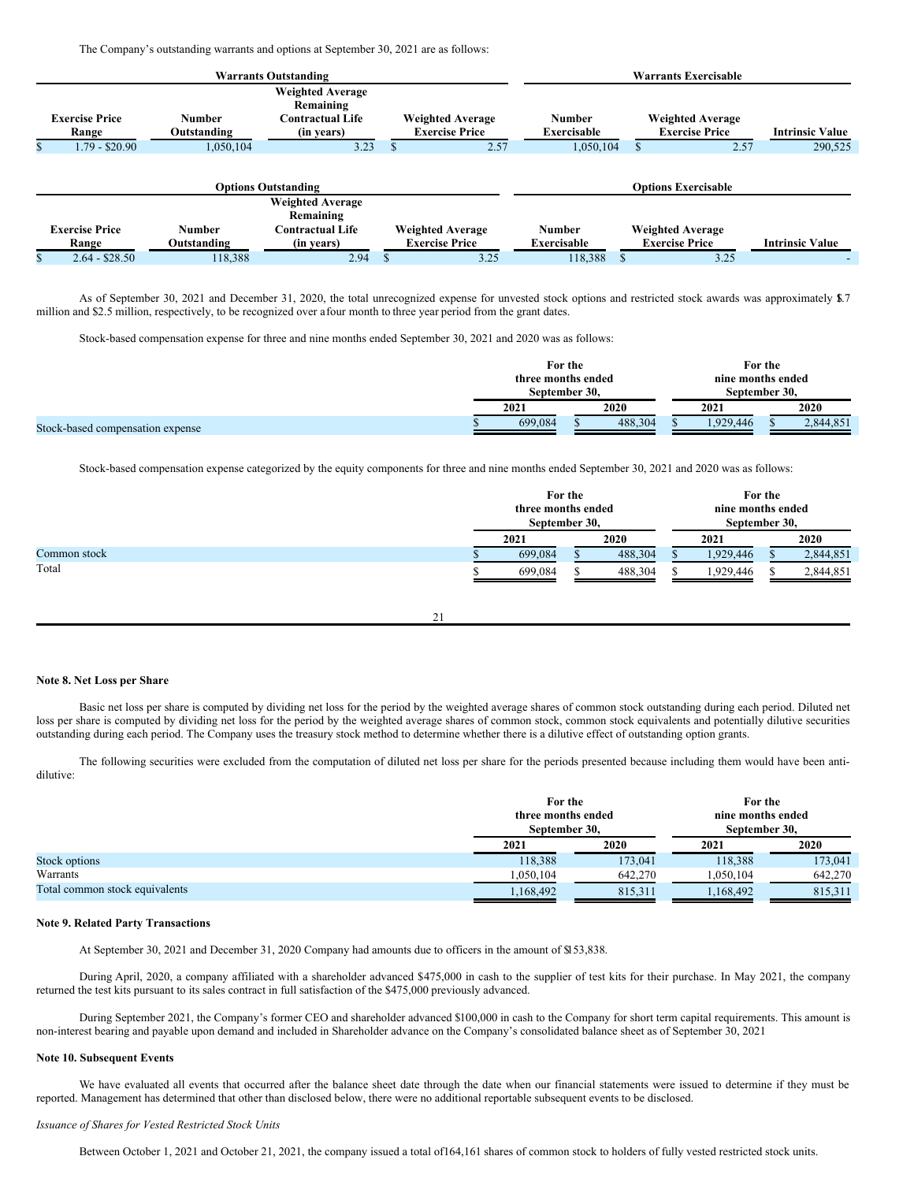The Company's outstanding warrants and options at September 30, 2021 are as follows:

| Warrants Outstanding | | | | Warrants Exercisable | | |
|---|---|---|---|---|---|---|
| Exercise Price Range | Number Outstanding | Weighted Average Remaining Contractual Life (in years) | Weighted Average Exercise Price | Number Exercisable | Weighted Average Exercise Price | Intrinsic Value |
| $ 1.79 - $20.90 | 1,050,104 | 3.23 | $ 2.57 | 1,050,104 | $ 2.57 | 290,525 |

| Options Outstanding | | | | Options Exercisable | | |
|---|---|---|---|---|---|---|
| Exercise Price Range | Number Outstanding | Weighted Average Remaining Contractual Life (in years) | Weighted Average Exercise Price | Number Exercisable | Weighted Average Exercise Price | Intrinsic Value |
| $ 2.64 - $28.50 | 118,388 | 2.94 | $ 3.25 | 118,388 | $ 3.25 | - |

As of September 30, 2021 and December 31, 2020, the total unrecognized expense for unvested stock options and restricted stock awards was approximately $1.7 million and $2.5 million, respectively, to be recognized over a four month to three year period from the grant dates.

Stock-based compensation expense for three and nine months ended September 30, 2021 and 2020 was as follows:

| | For the three months ended September 30, | | For the nine months ended September 30, | |
|---|---|---|---|---|
| | 2021 | 2020 | 2021 | 2020 |
| Stock-based compensation expense | $ 699,084 | $ 488,304 | $ 1,929,446 | $ 2,844,851 |

Stock-based compensation expense categorized by the equity components for three and nine months ended September 30, 2021 and 2020 was as follows:

| | For the three months ended September 30, | | For the nine months ended September 30, | |
|---|---|---|---|---|
| | 2021 | 2020 | 2021 | 2020 |
| Common stock | $ 699,084 | $ 488,304 | $ 1,929,446 | $ 2,844,851 |
| Total | $ 699,084 | $ 488,304 | $ 1,929,446 | $ 2,844,851 |

**Note 8. Net Loss per Share**

Basic net loss per share is computed by dividing net loss for the period by the weighted average shares of common stock outstanding during each period. Diluted net loss per share is computed by dividing net loss for the period by the weighted average shares of common stock, common stock equivalents and potentially dilutive securities outstanding during each period. The Company uses the treasury stock method to determine whether there is a dilutive effect of outstanding option grants.

The following securities were excluded from the computation of diluted net loss per share for the periods presented because including them would have been anti-dilutive:

| | For the three months ended September 30, | | For the nine months ended September 30, | |
|---|---|---|---|---|
| | 2021 | 2020 | 2021 | 2020 |
| Stock options | 118,388 | 173,041 | 118,388 | 173,041 |
| Warrants | 1,050,104 | 642,270 | 1,050,104 | 642,270 |
| Total common stock equivalents | 1,168,492 | 815,311 | 1,168,492 | 815,311 |

**Note 9. Related Party Transactions**

At September 30, 2021 and December 31, 2020 Company had amounts due to officers in the amount of $153,838.

During April, 2020, a company affiliated with a shareholder advanced $475,000 in cash to the supplier of test kits for their purchase. In May 2021, the company returned the test kits pursuant to its sales contract in full satisfaction of the $475,000 previously advanced.

During September 2021, the Company's former CEO and shareholder advanced $100,000 in cash to the Company for short term capital requirements. This amount is non-interest bearing and payable upon demand and included in Shareholder advance on the Company's consolidated balance sheet as of September 30, 2021

**Note 10. Subsequent Events**

We have evaluated all events that occurred after the balance sheet date through the date when our financial statements were issued to determine if they must be reported. Management has determined that other than disclosed below, there were no additional reportable subsequent events to be disclosed.

*Issuance of Shares for Vested Restricted Stock Units*

Between October 1, 2021 and October 21, 2021, the company issued a total of 164,161 shares of common stock to holders of fully vested restricted stock units.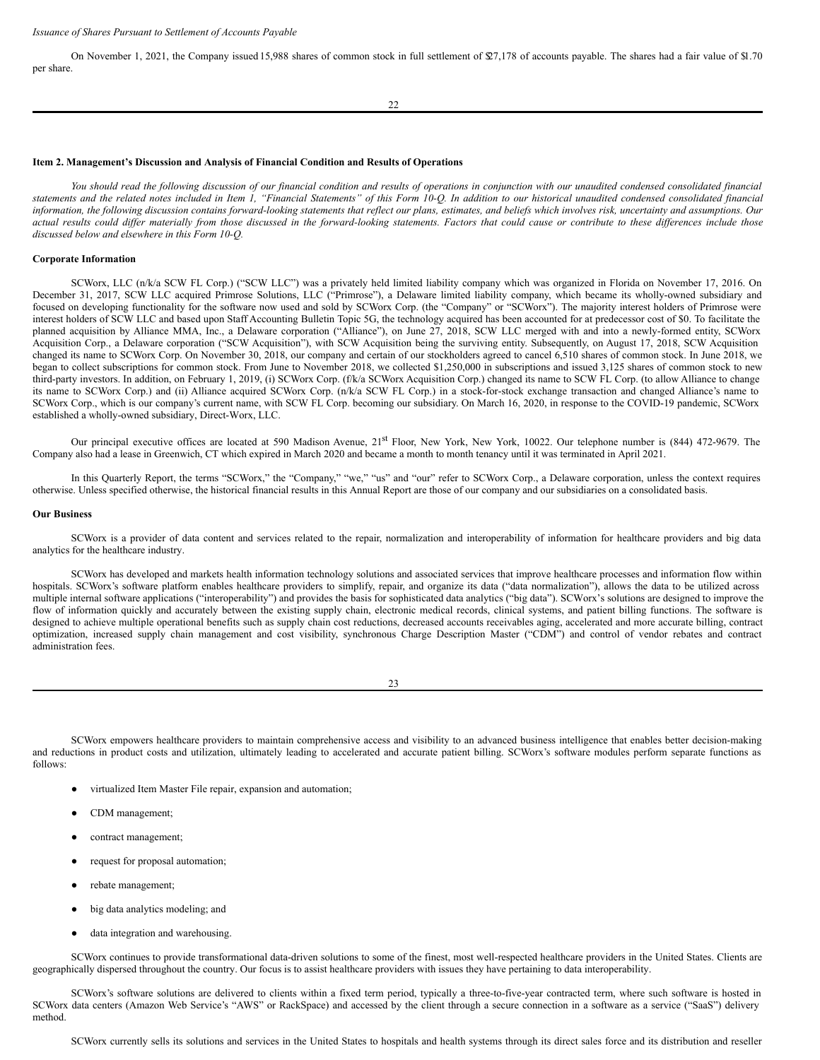*Issuance of Shares Pursuant to Settlement of Accounts Payable*

On November 1, 2021, the Company issued 15,988 shares of common stock in full settlement of $27,178 of accounts payable. The shares had a fair value of $1.70 per share.

## Item 2. Management's Discussion and Analysis of Financial Condition and Results of Operations

*You should read the following discussion of our financial condition and results of operations in conjunction with our unaudited condensed consolidated financial statements and the related notes included in Item 1, "Financial Statements" of this Form 10-Q. In addition to our historical unaudited condensed consolidated financial information, the following discussion contains forward-looking statements that reflect our plans, estimates, and beliefs which involves risk, uncertainty and assumptions. Our actual results could differ materially from those discussed in the forward-looking statements. Factors that could cause or contribute to these differences include those discussed below and elsewhere in this Form 10-Q.*

### Corporate Information

SCWorx, LLC (n/k/a SCW FL Corp.) ("SCW LLC") was a privately held limited liability company which was organized in Florida on November 17, 2016. On December 31, 2017, SCW LLC acquired Primrose Solutions, LLC ("Primrose"), a Delaware limited liability company, which became its wholly-owned subsidiary and focused on developing functionality for the software now used and sold by SCWorx Corp. (the "Company" or "SCWorx"). The majority interest holders of Primrose were interest holders of SCW LLC and based upon Staff Accounting Bulletin Topic 5G, the technology acquired has been accounted for at predecessor cost of $0. To facilitate the planned acquisition by Alliance MMA, Inc., a Delaware corporation ("Alliance"), on June 27, 2018, SCW LLC merged with and into a newly-formed entity, SCWorx Acquisition Corp., a Delaware corporation ("SCW Acquisition"), with SCW Acquisition being the surviving entity. Subsequently, on August 17, 2018, SCW Acquisition changed its name to SCWorx Corp. On November 30, 2018, our company and certain of our stockholders agreed to cancel 6,510 shares of common stock. In June 2018, we began to collect subscriptions for common stock. From June to November 2018, we collected $1,250,000 in subscriptions and issued 3,125 shares of common stock to new third-party investors. In addition, on February 1, 2019, (i) SCWorx Corp. (f/k/a SCWorx Acquisition Corp.) changed its name to SCW FL Corp. (to allow Alliance to change its name to SCWorx Corp.) and (ii) Alliance acquired SCWorx Corp. (n/k/a SCW FL Corp.) in a stock-for-stock exchange transaction and changed Alliance's name to SCWorx Corp., which is our company's current name, with SCW FL Corp. becoming our subsidiary. On March 16, 2020, in response to the COVID-19 pandemic, SCWorx established a wholly-owned subsidiary, Direct-Worx, LLC.

Our principal executive offices are located at 590 Madison Avenue, 21st Floor, New York, New York, 10022. Our telephone number is (844) 472-9679. The Company also had a lease in Greenwich, CT which expired in March 2020 and became a month to month tenancy until it was terminated in April 2021.

In this Quarterly Report, the terms "SCWorx," the "Company," "we," "us" and "our" refer to SCWorx Corp., a Delaware corporation, unless the context requires otherwise. Unless specified otherwise, the historical financial results in this Annual Report are those of our company and our subsidiaries on a consolidated basis.

### Our Business

SCWorx is a provider of data content and services related to the repair, normalization and interoperability of information for healthcare providers and big data analytics for the healthcare industry.

SCWorx has developed and markets health information technology solutions and associated services that improve healthcare processes and information flow within hospitals. SCWorx's software platform enables healthcare providers to simplify, repair, and organize its data ("data normalization"), allows the data to be utilized across multiple internal software applications ("interoperability") and provides the basis for sophisticated data analytics ("big data"). SCWorx's solutions are designed to improve the flow of information quickly and accurately between the existing supply chain, electronic medical records, clinical systems, and patient billing functions. The software is designed to achieve multiple operational benefits such as supply chain cost reductions, decreased accounts receivables aging, accelerated and more accurate billing, contract optimization, increased supply chain management and cost visibility, synchronous Charge Description Master ("CDM") and control of vendor rebates and contract administration fees.

SCWorx empowers healthcare providers to maintain comprehensive access and visibility to an advanced business intelligence that enables better decision-making and reductions in product costs and utilization, ultimately leading to accelerated and accurate patient billing. SCWorx's software modules perform separate functions as follows:

- virtualized Item Master File repair, expansion and automation;
- CDM management;
- contract management;
- request for proposal automation;
- rebate management;
- big data analytics modeling; and
- data integration and warehousing.

SCWorx continues to provide transformational data-driven solutions to some of the finest, most well-respected healthcare providers in the United States. Clients are geographically dispersed throughout the country. Our focus is to assist healthcare providers with issues they have pertaining to data interoperability.

SCWorx's software solutions are delivered to clients within a fixed term period, typically a three-to-five-year contracted term, where such software is hosted in SCWorx data centers (Amazon Web Service's "AWS" or RackSpace) and accessed by the client through a secure connection in a software as a service ("SaaS") delivery method.

SCWorx currently sells its solutions and services in the United States to hospitals and health systems through its direct sales force and its distribution and reseller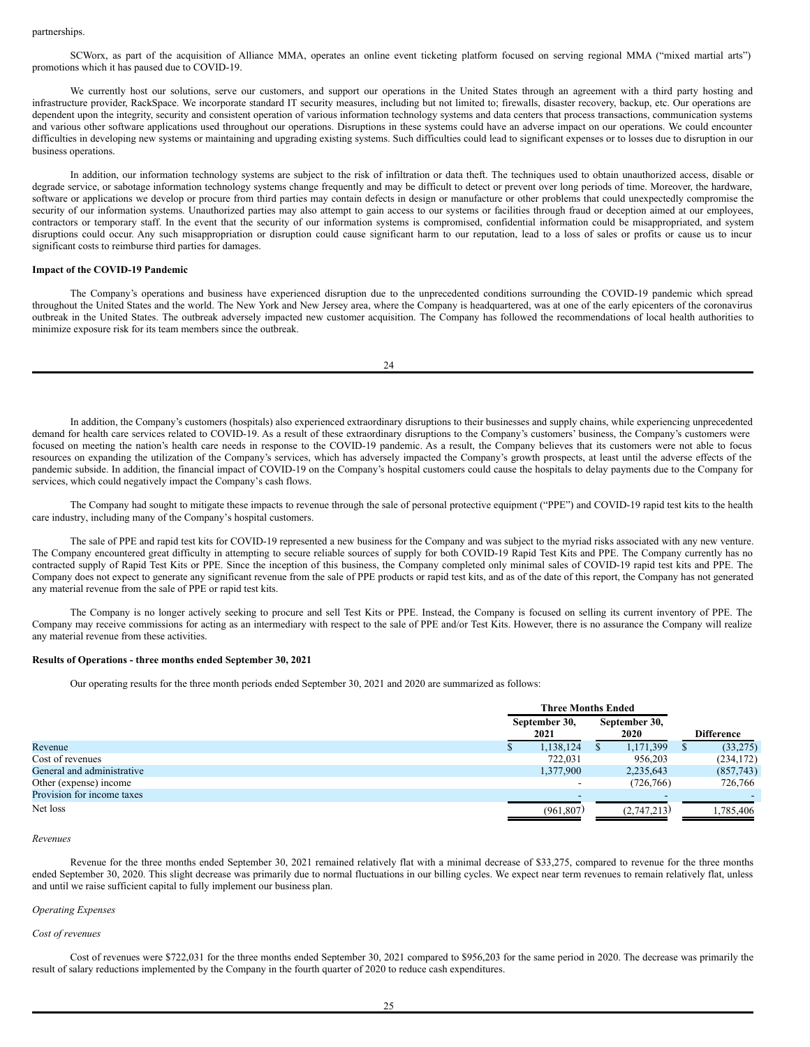partnerships.

SCWorx, as part of the acquisition of Alliance MMA, operates an online event ticketing platform focused on serving regional MMA ("mixed martial arts") promotions which it has paused due to COVID-19.

We currently host our solutions, serve our customers, and support our operations in the United States through an agreement with a third party hosting and infrastructure provider, RackSpace. We incorporate standard IT security measures, including but not limited to; firewalls, disaster recovery, backup, etc. Our operations are dependent upon the integrity, security and consistent operation of various information technology systems and data centers that process transactions, communication systems and various other software applications used throughout our operations. Disruptions in these systems could have an adverse impact on our operations. We could encounter difficulties in developing new systems or maintaining and upgrading existing systems. Such difficulties could lead to significant expenses or to losses due to disruption in our business operations.

In addition, our information technology systems are subject to the risk of infiltration or data theft. The techniques used to obtain unauthorized access, disable or degrade service, or sabotage information technology systems change frequently and may be difficult to detect or prevent over long periods of time. Moreover, the hardware, software or applications we develop or procure from third parties may contain defects in design or manufacture or other problems that could unexpectedly compromise the security of our information systems. Unauthorized parties may also attempt to gain access to our systems or facilities through fraud or deception aimed at our employees, contractors or temporary staff. In the event that the security of our information systems is compromised, confidential information could be misappropriated, and system disruptions could occur. Any such misappropriation or disruption could cause significant harm to our reputation, lead to a loss of sales or profits or cause us to incur significant costs to reimburse third parties for damages.

**Impact of the COVID-19 Pandemic**

The Company's operations and business have experienced disruption due to the unprecedented conditions surrounding the COVID-19 pandemic which spread throughout the United States and the world. The New York and New Jersey area, where the Company is headquartered, was at one of the early epicenters of the coronavirus outbreak in the United States. The outbreak adversely impacted new customer acquisition. The Company has followed the recommendations of local health authorities to minimize exposure risk for its team members since the outbreak.

In addition, the Company's customers (hospitals) also experienced extraordinary disruptions to their businesses and supply chains, while experiencing unprecedented demand for health care services related to COVID-19. As a result of these extraordinary disruptions to the Company's customers' business, the Company's customers were focused on meeting the nation's health care needs in response to the COVID-19 pandemic. As a result, the Company believes that its customers were not able to focus resources on expanding the utilization of the Company's services, which has adversely impacted the Company's growth prospects, at least until the adverse effects of the pandemic subside. In addition, the financial impact of COVID-19 on the Company's hospital customers could cause the hospitals to delay payments due to the Company for services, which could negatively impact the Company's cash flows.

The Company had sought to mitigate these impacts to revenue through the sale of personal protective equipment ("PPE") and COVID-19 rapid test kits to the health care industry, including many of the Company's hospital customers.

The sale of PPE and rapid test kits for COVID-19 represented a new business for the Company and was subject to the myriad risks associated with any new venture. The Company encountered great difficulty in attempting to secure reliable sources of supply for both COVID-19 Rapid Test Kits and PPE. The Company currently has no contracted supply of Rapid Test Kits or PPE. Since the inception of this business, the Company completed only minimal sales of COVID-19 rapid test kits and PPE. The Company does not expect to generate any significant revenue from the sale of PPE products or rapid test kits, and as of the date of this report, the Company has not generated any material revenue from the sale of PPE or rapid test kits.

The Company is no longer actively seeking to procure and sell Test Kits or PPE. Instead, the Company is focused on selling its current inventory of PPE. The Company may receive commissions for acting as an intermediary with respect to the sale of PPE and/or Test Kits. However, there is no assurance the Company will realize any material revenue from these activities.

**Results of Operations - three months ended September 30, 2021**

Our operating results for the three month periods ended September 30, 2021 and 2020 are summarized as follows:

| | Three Months Ended | | |
|---|---|---|---|
| | September 30, 2021 | September 30, 2020 | Difference |
| Revenue | $ 1,138,124 | $ 1,171,399 | $ (33,275) |
| Cost of revenues | 722,031 | 956,203 | (234,172) |
| General and administrative | 1,377,900 | 2,235,643 | (857,743) |
| Other (expense) income | - | (726,766) | 726,766 |
| Provision for income taxes | - | - | - |
| Net loss | (961,807) | (2,747,213) | 1,785,406 |

*Revenues*

Revenue for the three months ended September 30, 2021 remained relatively flat with a minimal decrease of $33,275, compared to revenue for the three months ended September 30, 2020. This slight decrease was primarily due to normal fluctuations in our billing cycles. We expect near term revenues to remain relatively flat, unless and until we raise sufficient capital to fully implement our business plan.

*Operating Expenses*

*Cost of revenues*

Cost of revenues were $722,031 for the three months ended September 30, 2021 compared to $956,203 for the same period in 2020. The decrease was primarily the result of salary reductions implemented by the Company in the fourth quarter of 2020 to reduce cash expenditures.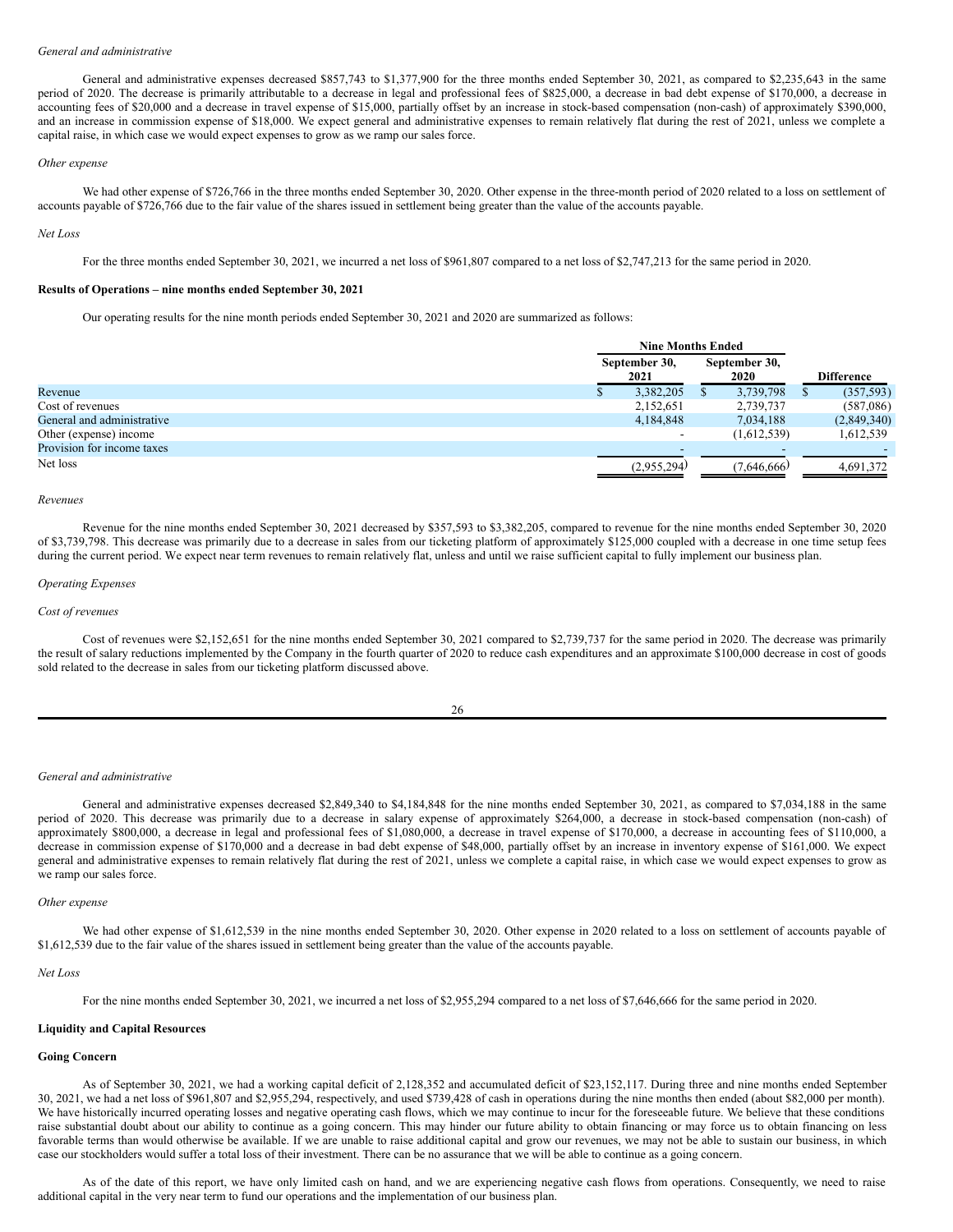*General and administrative*

General and administrative expenses decreased $857,743 to $1,377,900 for the three months ended September 30, 2021, as compared to $2,235,643 in the same period of 2020. The decrease is primarily attributable to a decrease in legal and professional fees of $825,000, a decrease in bad debt expense of $170,000, a decrease in accounting fees of $20,000 and a decrease in travel expense of $15,000, partially offset by an increase in stock-based compensation (non-cash) of approximately $390,000, and an increase in commission expense of $18,000. We expect general and administrative expenses to remain relatively flat during the rest of 2021, unless we complete a capital raise, in which case we would expect expenses to grow as we ramp our sales force.

*Other expense*

We had other expense of $726,766 in the three months ended September 30, 2020. Other expense in the three-month period of 2020 related to a loss on settlement of accounts payable of $726,766 due to the fair value of the shares issued in settlement being greater than the value of the accounts payable.

*Net Loss*

For the three months ended September 30, 2021, we incurred a net loss of $961,807 compared to a net loss of $2,747,213 for the same period in 2020.

**Results of Operations – nine months ended September 30, 2021**

Our operating results for the nine month periods ended September 30, 2021 and 2020 are summarized as follows:

| | Nine Months Ended | | |
|---|---|---|---|
| | September 30, 2021 | September 30, 2020 | Difference |
| Revenue | $ 3,382,205 | $ 3,739,798 | $ (357,593) |
| Cost of revenues | 2,152,651 | 2,739,737 | (587,086) |
| General and administrative | 4,184,848 | 7,034,188 | (2,849,340) |
| Other (expense) income | - | (1,612,539) | 1,612,539 |
| Provision for income taxes | - | - | - |
| Net loss | (2,955,294) | (7,646,666) | 4,691,372 |

*Revenues*

Revenue for the nine months ended September 30, 2021 decreased by $357,593 to $3,382,205, compared to revenue for the nine months ended September 30, 2020 of $3,739,798. This decrease was primarily due to a decrease in sales from our ticketing platform of approximately $125,000 coupled with a decrease in one time setup fees during the current period. We expect near term revenues to remain relatively flat, unless and until we raise sufficient capital to fully implement our business plan.

*Operating Expenses*

*Cost of revenues*

Cost of revenues were $2,152,651 for the nine months ended September 30, 2021 compared to $2,739,737 for the same period in 2020. The decrease was primarily the result of salary reductions implemented by the Company in the fourth quarter of 2020 to reduce cash expenditures and an approximate $100,000 decrease in cost of goods sold related to the decrease in sales from our ticketing platform discussed above.

*General and administrative*

General and administrative expenses decreased $2,849,340 to $4,184,848 for the nine months ended September 30, 2021, as compared to $7,034,188 in the same period of 2020. This decrease was primarily due to a decrease in salary expense of approximately $264,000, a decrease in stock-based compensation (non-cash) of approximately $800,000, a decrease in legal and professional fees of $1,080,000, a decrease in travel expense of $170,000, a decrease in accounting fees of $110,000, a decrease in commission expense of $170,000 and a decrease in bad debt expense of $48,000, partially offset by an increase in inventory expense of $161,000. We expect general and administrative expenses to remain relatively flat during the rest of 2021, unless we complete a capital raise, in which case we would expect expenses to grow as we ramp our sales force.

*Other expense*

We had other expense of $1,612,539 in the nine months ended September 30, 2020. Other expense in 2020 related to a loss on settlement of accounts payable of $1,612,539 due to the fair value of the shares issued in settlement being greater than the value of the accounts payable.

*Net Loss*

For the nine months ended September 30, 2021, we incurred a net loss of $2,955,294 compared to a net loss of $7,646,666 for the same period in 2020.

**Liquidity and Capital Resources**

**Going Concern**

As of September 30, 2021, we had a working capital deficit of 2,128,352 and accumulated deficit of $23,152,117. During three and nine months ended September 30, 2021, we had a net loss of $961,807 and $2,955,294, respectively, and used $739,428 of cash in operations during the nine months then ended (about $82,000 per month). We have historically incurred operating losses and negative operating cash flows, which we may continue to incur for the foreseeable future. We believe that these conditions raise substantial doubt about our ability to continue as a going concern. This may hinder our future ability to obtain financing or may force us to obtain financing on less favorable terms than would otherwise be available. If we are unable to raise additional capital and grow our revenues, we may not be able to sustain our business, in which case our stockholders would suffer a total loss of their investment. There can be no assurance that we will be able to continue as a going concern.

As of the date of this report, we have only limited cash on hand, and we are experiencing negative cash flows from operations. Consequently, we need to raise additional capital in the very near term to fund our operations and the implementation of our business plan.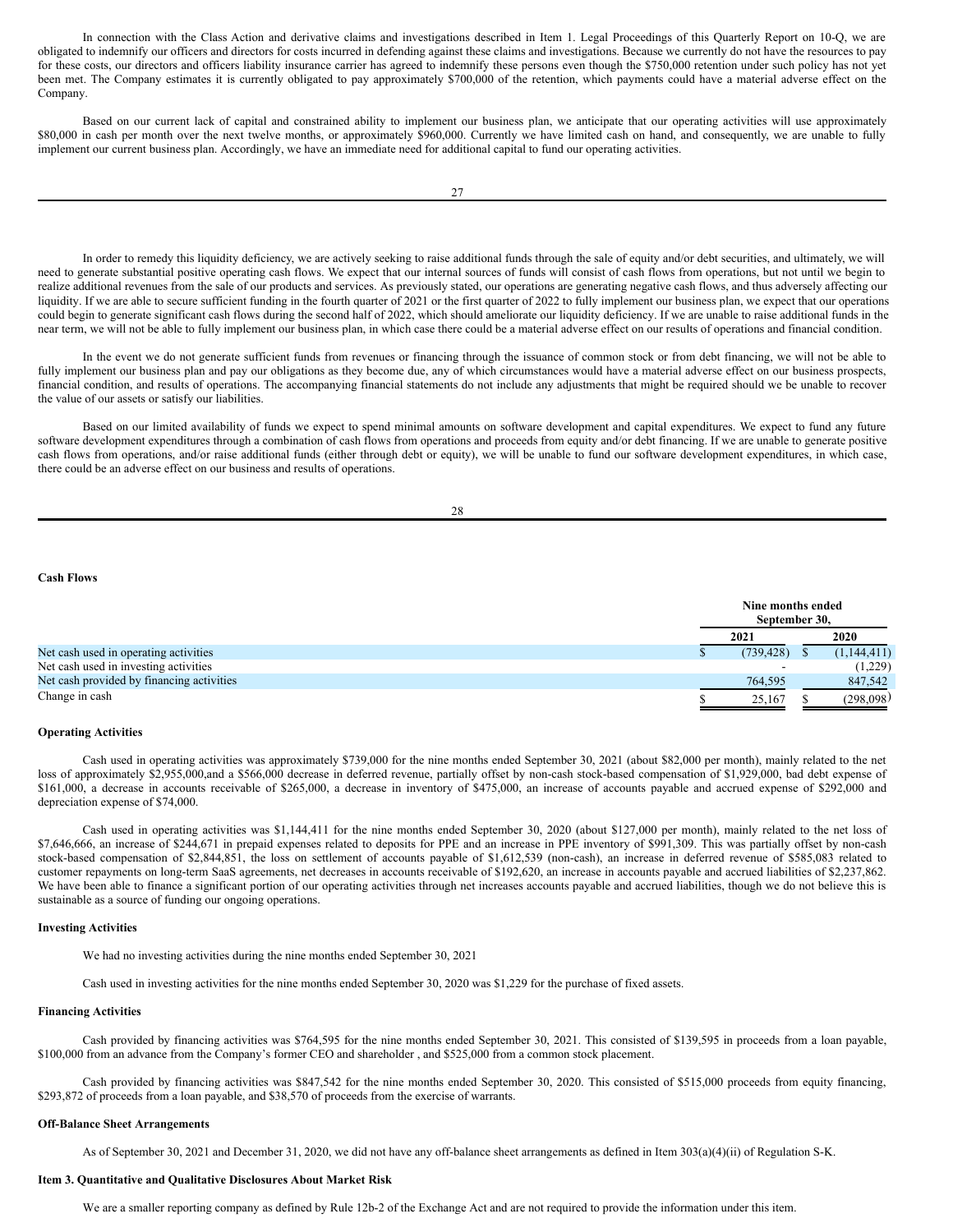In connection with the Class Action and derivative claims and investigations described in Item 1. Legal Proceedings of this Quarterly Report on 10-Q, we are obligated to indemnify our officers and directors for costs incurred in defending against these claims and investigations. Because we currently do not have the resources to pay for these costs, our directors and officers liability insurance carrier has agreed to indemnify these persons even though the $750,000 retention under such policy has not yet been met. The Company estimates it is currently obligated to pay approximately $700,000 of the retention, which payments could have a material adverse effect on the Company.

Based on our current lack of capital and constrained ability to implement our business plan, we anticipate that our operating activities will use approximately $80,000 in cash per month over the next twelve months, or approximately $960,000. Currently we have limited cash on hand, and consequently, we are unable to fully implement our current business plan. Accordingly, we have an immediate need for additional capital to fund our operating activities.

In order to remedy this liquidity deficiency, we are actively seeking to raise additional funds through the sale of equity and/or debt securities, and ultimately, we will need to generate substantial positive operating cash flows. We expect that our internal sources of funds will consist of cash flows from operations, but not until we begin to realize additional revenues from the sale of our products and services. As previously stated, our operations are generating negative cash flows, and thus adversely affecting our liquidity. If we are able to secure sufficient funding in the fourth quarter of 2021 or the first quarter of 2022 to fully implement our business plan, we expect that our operations could begin to generate significant cash flows during the second half of 2022, which should ameliorate our liquidity deficiency. If we are unable to raise additional funds in the near term, we will not be able to fully implement our business plan, in which case there could be a material adverse effect on our results of operations and financial condition.

In the event we do not generate sufficient funds from revenues or financing through the issuance of common stock or from debt financing, we will not be able to fully implement our business plan and pay our obligations as they become due, any of which circumstances would have a material adverse effect on our business prospects, financial condition, and results of operations. The accompanying financial statements do not include any adjustments that might be required should we be unable to recover the value of our assets or satisfy our liabilities.

Based on our limited availability of funds we expect to spend minimal amounts on software development and capital expenditures. We expect to fund any future software development expenditures through a combination of cash flows from operations and proceeds from equity and/or debt financing. If we are unable to generate positive cash flows from operations, and/or raise additional funds (either through debt or equity), we will be unable to fund our software development expenditures, in which case, there could be an adverse effect on our business and results of operations.

**Cash Flows**

| | Nine months ended September 30, | |
|---|---|---|
| | 2021 | 2020 |
| Net cash used in operating activities | $ (739,428) | $ (1,144,411) |
| Net cash used in investing activities | - | (1,229) |
| Net cash provided by financing activities | 764,595 | 847,542 |
| Change in cash | $ 25,167 | $ (298,098) |

**Operating Activities**

Cash used in operating activities was approximately $739,000 for the nine months ended September 30, 2021 (about $82,000 per month), mainly related to the net loss of approximately $2,955,000,and a $566,000 decrease in deferred revenue, partially offset by non-cash stock-based compensation of $1,929,000, bad debt expense of $161,000, a decrease in accounts receivable of $265,000, a decrease in inventory of $475,000, an increase of accounts payable and accrued expense of $292,000 and depreciation expense of $74,000.

Cash used in operating activities was $1,144,411 for the nine months ended September 30, 2020 (about $127,000 per month), mainly related to the net loss of $7,646,666, an increase of $244,671 in prepaid expenses related to deposits for PPE and an increase in PPE inventory of $991,309. This was partially offset by non-cash stock-based compensation of $2,844,851, the loss on settlement of accounts payable of $1,612,539 (non-cash), an increase in deferred revenue of $585,083 related to customer repayments on long-term SaaS agreements, net decreases in accounts receivable of $192,620, an increase in accounts payable and accrued liabilities of $2,237,862. We have been able to finance a significant portion of our operating activities through net increases accounts payable and accrued liabilities, though we do not believe this is sustainable as a source of funding our ongoing operations.

**Investing Activities**

We had no investing activities during the nine months ended September 30, 2021

Cash used in investing activities for the nine months ended September 30, 2020 was $1,229 for the purchase of fixed assets.

**Financing Activities**

Cash provided by financing activities was $764,595 for the nine months ended September 30, 2021. This consisted of $139,595 in proceeds from a loan payable, $100,000 from an advance from the Company's former CEO and shareholder , and $525,000 from a common stock placement.

Cash provided by financing activities was $847,542 for the nine months ended September 30, 2020. This consisted of $515,000 proceeds from equity financing, $293,872 of proceeds from a loan payable, and $38,570 of proceeds from the exercise of warrants.

**Off-Balance Sheet Arrangements**

As of September 30, 2021 and December 31, 2020, we did not have any off-balance sheet arrangements as defined in Item 303(a)(4)(ii) of Regulation S-K.

**Item 3. Quantitative and Qualitative Disclosures About Market Risk**

We are a smaller reporting company as defined by Rule 12b-2 of the Exchange Act and are not required to provide the information under this item.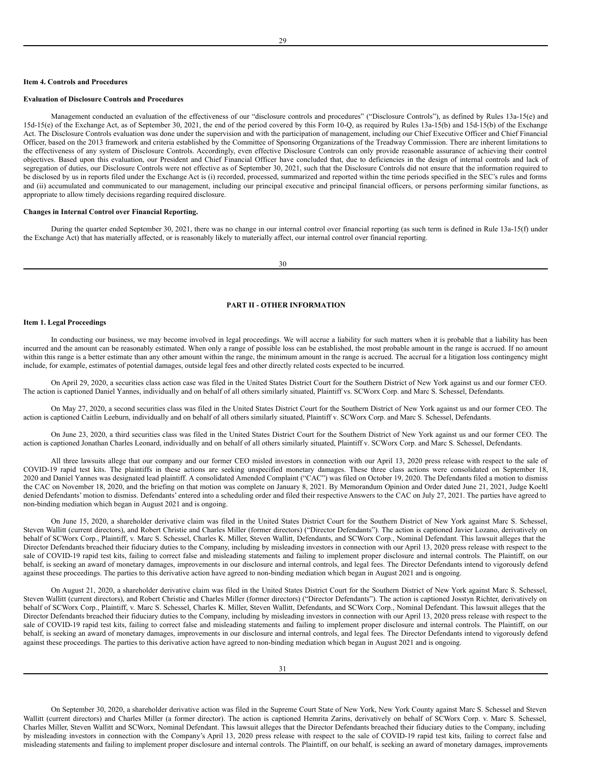### Item 4. Controls and Procedures

**Evaluation of Disclosure Controls and Procedures**

Management conducted an evaluation of the effectiveness of our "disclosure controls and procedures" ("Disclosure Controls"), as defined by Rules 13a-15(e) and 15d-15(e) of the Exchange Act, as of September 30, 2021, the end of the period covered by this Form 10-Q, as required by Rules 13a-15(b) and 15d-15(b) of the Exchange Act. The Disclosure Controls evaluation was done under the supervision and with the participation of management, including our Chief Executive Officer and Chief Financial Officer, based on the 2013 framework and criteria established by the Committee of Sponsoring Organizations of the Treadway Commission. There are inherent limitations to the effectiveness of any system of Disclosure Controls. Accordingly, even effective Disclosure Controls can only provide reasonable assurance of achieving their control objectives. Based upon this evaluation, our President and Chief Financial Officer have concluded that, due to deficiencies in the design of internal controls and lack of segregation of duties, our Disclosure Controls were not effective as of September 30, 2021, such that the Disclosure Controls did not ensure that the information required to be disclosed by us in reports filed under the Exchange Act is (i) recorded, processed, summarized and reported within the time periods specified in the SEC's rules and forms and (ii) accumulated and communicated to our management, including our principal executive and principal financial officers, or persons performing similar functions, as appropriate to allow timely decisions regarding required disclosure.

**Changes in Internal Control over Financial Reporting.**

During the quarter ended September 30, 2021, there was no change in our internal control over financial reporting (as such term is defined in Rule 13a-15(f) under the Exchange Act) that has materially affected, or is reasonably likely to materially affect, our internal control over financial reporting.

## PART II - OTHER INFORMATION

### Item 1. Legal Proceedings

In conducting our business, we may become involved in legal proceedings. We will accrue a liability for such matters when it is probable that a liability has been incurred and the amount can be reasonably estimated. When only a range of possible loss can be established, the most probable amount in the range is accrued. If no amount within this range is a better estimate than any other amount within the range, the minimum amount in the range is accrued. The accrual for a litigation loss contingency might include, for example, estimates of potential damages, outside legal fees and other directly related costs expected to be incurred.

On April 29, 2020, a securities class action case was filed in the United States District Court for the Southern District of New York against us and our former CEO. The action is captioned Daniel Yannes, individually and on behalf of all others similarly situated, Plaintiff vs. SCWorx Corp. and Marc S. Schessel, Defendants.

On May 27, 2020, a second securities class was filed in the United States District Court for the Southern District of New York against us and our former CEO. The action is captioned Caitlin Leeburn, individually and on behalf of all others similarly situated, Plaintiff v. SCWorx Corp. and Marc S. Schessel, Defendants.

On June 23, 2020, a third securities class was filed in the United States District Court for the Southern District of New York against us and our former CEO. The action is captioned Jonathan Charles Leonard, individually and on behalf of all others similarly situated, Plaintiff v. SCWorx Corp. and Marc S. Schessel, Defendants.

All three lawsuits allege that our company and our former CEO misled investors in connection with our April 13, 2020 press release with respect to the sale of COVID-19 rapid test kits. The plaintiffs in these actions are seeking unspecified monetary damages. These three class actions were consolidated on September 18, 2020 and Daniel Yannes was designated lead plaintiff. A consolidated Amended Complaint ("CAC") was filed on October 19, 2020. The Defendants filed a motion to dismiss the CAC on November 18, 2020, and the briefing on that motion was complete on January 8, 2021. By Memorandum Opinion and Order dated June 21, 2021, Judge Koeltl denied Defendants' motion to dismiss. Defendants' entered into a scheduling order and filed their respective Answers to the CAC on July 27, 2021. The parties have agreed to non-binding mediation which began in August 2021 and is ongoing.

On June 15, 2020, a shareholder derivative claim was filed in the United States District Court for the Southern District of New York against Marc S. Schessel, Steven Wallitt (current directors), and Robert Christie and Charles Miller (former directors) ("Director Defendants"). The action is captioned Javier Lozano, derivatively on behalf of SCWorx Corp., Plaintiff, v. Marc S. Schessel, Charles K. Miller, Steven Wallitt, Defendants, and SCWorx Corp., Nominal Defendant. This lawsuit alleges that the Director Defendants breached their fiduciary duties to the Company, including by misleading investors in connection with our April 13, 2020 press release with respect to the sale of COVID-19 rapid test kits, failing to correct false and misleading statements and failing to implement proper disclosure and internal controls. The Plaintiff, on our behalf, is seeking an award of monetary damages, improvements in our disclosure and internal controls, and legal fees. The Director Defendants intend to vigorously defend against these proceedings. The parties to this derivative action have agreed to non-binding mediation which began in August 2021 and is ongoing.

On August 21, 2020, a shareholder derivative claim was filed in the United States District Court for the Southern District of New York against Marc S. Schessel, Steven Wallitt (current directors), and Robert Christie and Charles Miller (former directors) ("Director Defendants"). The action is captioned Josstyn Richter, derivatively on behalf of SCWorx Corp., Plaintiff, v. Marc S. Schessel, Charles K. Miller, Steven Wallitt, Defendants, and SCWorx Corp., Nominal Defendant. This lawsuit alleges that the Director Defendants breached their fiduciary duties to the Company, including by misleading investors in connection with our April 13, 2020 press release with respect to the sale of COVID-19 rapid test kits, failing to correct false and misleading statements and failing to implement proper disclosure and internal controls. The Plaintiff, on our behalf, is seeking an award of monetary damages, improvements in our disclosure and internal controls, and legal fees. The Director Defendants intend to vigorously defend against these proceedings. The parties to this derivative action have agreed to non-binding mediation which began in August 2021 and is ongoing.

On September 30, 2020, a shareholder derivative action was filed in the Supreme Court State of New York, New York County against Marc S. Schessel and Steven Wallitt (current directors) and Charles Miller (a former director). The action is captioned Hemrita Zarins, derivatively on behalf of SCWorx Corp. v. Marc S. Schessel, Charles Miller, Steven Wallitt and SCWorx, Nominal Defendant. This lawsuit alleges that the Director Defendants breached their fiduciary duties to the Company, including by misleading investors in connection with the Company's April 13, 2020 press release with respect to the sale of COVID-19 rapid test kits, failing to correct false and misleading statements and failing to implement proper disclosure and internal controls. The Plaintiff, on our behalf, is seeking an award of monetary damages, improvements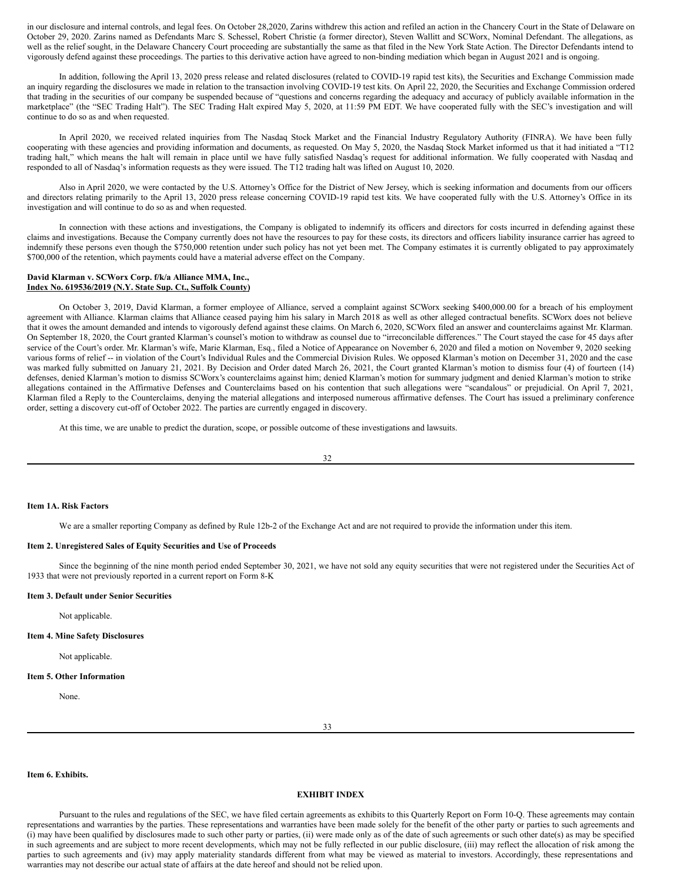in our disclosure and internal controls, and legal fees. On October 28,2020, Zarins withdrew this action and refiled an action in the Chancery Court in the State of Delaware on October 29, 2020. Zarins named as Defendants Marc S. Schessel, Robert Christie (a former director), Steven Wallitt and SCWorx, Nominal Defendant. The allegations, as well as the relief sought, in the Delaware Chancery Court proceeding are substantially the same as that filed in the New York State Action. The Director Defendants intend to vigorously defend against these proceedings. The parties to this derivative action have agreed to non-binding mediation which began in August 2021 and is ongoing.

In addition, following the April 13, 2020 press release and related disclosures (related to COVID-19 rapid test kits), the Securities and Exchange Commission made an inquiry regarding the disclosures we made in relation to the transaction involving COVID-19 test kits. On April 22, 2020, the Securities and Exchange Commission ordered that trading in the securities of our company be suspended because of "questions and concerns regarding the adequacy and accuracy of publicly available information in the marketplace" (the "SEC Trading Halt"). The SEC Trading Halt expired May 5, 2020, at 11:59 PM EDT. We have cooperated fully with the SEC's investigation and will continue to do so as and when requested.

In April 2020, we received related inquiries from The Nasdaq Stock Market and the Financial Industry Regulatory Authority (FINRA). We have been fully cooperating with these agencies and providing information and documents, as requested. On May 5, 2020, the Nasdaq Stock Market informed us that it had initiated a "T12 trading halt," which means the halt will remain in place until we have fully satisfied Nasdaq's request for additional information. We fully cooperated with Nasdaq and responded to all of Nasdaq's information requests as they were issued. The T12 trading halt was lifted on August 10, 2020.

Also in April 2020, we were contacted by the U.S. Attorney's Office for the District of New Jersey, which is seeking information and documents from our officers and directors relating primarily to the April 13, 2020 press release concerning COVID-19 rapid test kits. We have cooperated fully with the U.S. Attorney's Office in its investigation and will continue to do so as and when requested.

In connection with these actions and investigations, the Company is obligated to indemnify its officers and directors for costs incurred in defending against these claims and investigations. Because the Company currently does not have the resources to pay for these costs, its directors and officers liability insurance carrier has agreed to indemnify these persons even though the $750,000 retention under such policy has not yet been met. The Company estimates it is currently obligated to pay approximately $700,000 of the retention, which payments could have a material adverse effect on the Company.

**David Klarman v. SCWorx Corp. f/k/a Alliance MMA, Inc.,**
**Index No. 619536/2019 (N.Y. State Sup. Ct., Suffolk County)**

On October 3, 2019, David Klarman, a former employee of Alliance, served a complaint against SCWorx seeking $400,000.00 for a breach of his employment agreement with Alliance. Klarman claims that Alliance ceased paying him his salary in March 2018 as well as other alleged contractual benefits. SCWorx does not believe that it owes the amount demanded and intends to vigorously defend against these claims. On March 6, 2020, SCWorx filed an answer and counterclaims against Mr. Klarman. On September 18, 2020, the Court granted Klarman's counsel's motion to withdraw as counsel due to "irreconcilable differences." The Court stayed the case for 45 days after service of the Court's order. Mr. Klarman's wife, Marie Klarman, Esq., filed a Notice of Appearance on November 6, 2020 and filed a motion on November 9, 2020 seeking various forms of relief -- in violation of the Court's Individual Rules and the Commercial Division Rules. We opposed Klarman's motion on December 31, 2020 and the case was marked fully submitted on January 21, 2021. By Decision and Order dated March 26, 2021, the Court granted Klarman's motion to dismiss four (4) of fourteen (14) defenses, denied Klarman's motion to dismiss SCWorx's counterclaims against him; denied Klarman's motion for summary judgment and denied Klarman's motion to strike allegations contained in the Affirmative Defenses and Counterclaims based on his contention that such allegations were "scandalous" or prejudicial. On April 7, 2021, Klarman filed a Reply to the Counterclaims, denying the material allegations and interposed numerous affirmative defenses. The Court has issued a preliminary conference order, setting a discovery cut-off of October 2022. The parties are currently engaged in discovery.

At this time, we are unable to predict the duration, scope, or possible outcome of these investigations and lawsuits.

**Item 1A. Risk Factors**

We are a smaller reporting Company as defined by Rule 12b-2 of the Exchange Act and are not required to provide the information under this item.

**Item 2. Unregistered Sales of Equity Securities and Use of Proceeds**

Since the beginning of the nine month period ended September 30, 2021, we have not sold any equity securities that were not registered under the Securities Act of 1933 that were not previously reported in a current report on Form 8-K

**Item 3. Default under Senior Securities**

Not applicable.

**Item 4. Mine Safety Disclosures**

Not applicable.

**Item 5. Other Information**

None.

**Item 6. Exhibits.**

**EXHIBIT INDEX**

Pursuant to the rules and regulations of the SEC, we have filed certain agreements as exhibits to this Quarterly Report on Form 10-Q. These agreements may contain representations and warranties by the parties. These representations and warranties have been made solely for the benefit of the other party or parties to such agreements and (i) may have been qualified by disclosures made to such other party or parties, (ii) were made only as of the date of such agreements or such other date(s) as may be specified in such agreements and are subject to more recent developments, which may not be fully reflected in our public disclosure, (iii) may reflect the allocation of risk among the parties to such agreements and (iv) may apply materiality standards different from what may be viewed as material to investors. Accordingly, these representations and warranties may not describe our actual state of affairs at the date hereof and should not be relied upon.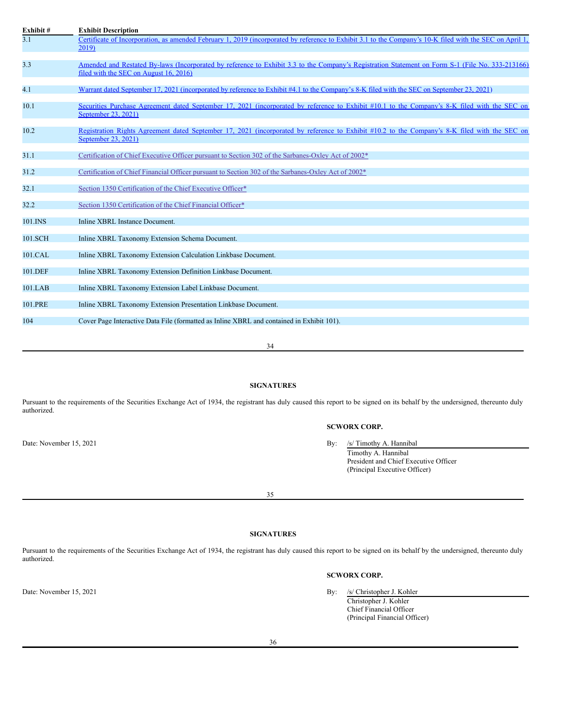| Exhibit # | Exhibit Description |
|---|---|
| 3.1 | Certificate of Incorporation, as amended February 1, 2019 (incorporated by reference to Exhibit 3.1 to the Company's 10-K filed with the SEC on April 1, 2019) |
| 3.3 | Amended and Restated By-laws (Incorporated by reference to Exhibit 3.3 to the Company's Registration Statement on Form S-1 (File No. 333-213166) filed with the SEC on August 16, 2016) |
| 4.1 | Warrant dated September 17, 2021 (incorporated by reference to Exhibit #4.1 to the Company's 8-K filed with the SEC on September 23, 2021) |
| 10.1 | Securities Purchase Agreement dated September 17, 2021 (incorporated by reference to Exhibit #10.1 to the Company's 8-K filed with the SEC on September 23, 2021) |
| 10.2 | Registration Rights Agreement dated September 17, 2021 (incorporated by reference to Exhibit #10.2 to the Company's 8-K filed with the SEC on September 23, 2021) |
| 31.1 | Certification of Chief Executive Officer pursuant to Section 302 of the Sarbanes-Oxley Act of 2002* |
| 31.2 | Certification of Chief Financial Officer pursuant to Section 302 of the Sarbanes-Oxley Act of 2002* |
| 32.1 | Section 1350 Certification of the Chief Executive Officer* |
| 32.2 | Section 1350 Certification of the Chief Financial Officer* |
| 101.INS | Inline XBRL Instance Document. |
| 101.SCH | Inline XBRL Taxonomy Extension Schema Document. |
| 101.CAL | Inline XBRL Taxonomy Extension Calculation Linkbase Document. |
| 101.DEF | Inline XBRL Taxonomy Extension Definition Linkbase Document. |
| 101.LAB | Inline XBRL Taxonomy Extension Label Linkbase Document. |
| 101.PRE | Inline XBRL Taxonomy Extension Presentation Linkbase Document. |
| 104 | Cover Page Interactive Data File (formatted as Inline XBRL and contained in Exhibit 101). |

**SIGNATURES**

Pursuant to the requirements of the Securities Exchange Act of 1934, the registrant has duly caused this report to be signed on its behalf by the undersigned, thereunto duly authorized.

**SCWORX CORP.**

Date: November 15, 2021

By: /s/ Timothy A. Hannibal
Timothy A. Hannibal
President and Chief Executive Officer
(Principal Executive Officer)

**SIGNATURES**

Pursuant to the requirements of the Securities Exchange Act of 1934, the registrant has duly caused this report to be signed on its behalf by the undersigned, thereunto duly authorized.

**SCWORX CORP.**

Date: November 15, 2021

By: /s/ Christopher J. Kohler
Christopher J. Kohler
Chief Financial Officer
(Principal Financial Officer)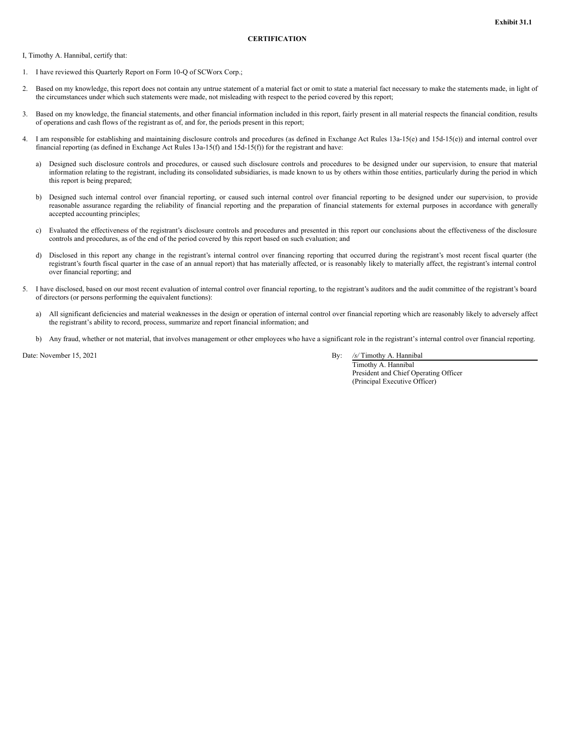**Exhibit 31.1**

**CERTIFICATION**

I, Timothy A. Hannibal, certify that:

1. I have reviewed this Quarterly Report on Form 10-Q of SCWorx Corp.;

2. Based on my knowledge, this report does not contain any untrue statement of a material fact or omit to state a material fact necessary to make the statements made, in light of the circumstances under which such statements were made, not misleading with respect to the period covered by this report;

3. Based on my knowledge, the financial statements, and other financial information included in this report, fairly present in all material respects the financial condition, results of operations and cash flows of the registrant as of, and for, the periods present in this report;

4. I am responsible for establishing and maintaining disclosure controls and procedures (as defined in Exchange Act Rules 13a-15(e) and 15d-15(e)) and internal control over financial reporting (as defined in Exchange Act Rules 13a-15(f) and 15d-15(f)) for the registrant and have:

   a) Designed such disclosure controls and procedures, or caused such disclosure controls and procedures to be designed under our supervision, to ensure that material information relating to the registrant, including its consolidated subsidiaries, is made known to us by others within those entities, particularly during the period in which this report is being prepared;

   b) Designed such internal control over financial reporting, or caused such internal control over financial reporting to be designed under our supervision, to provide reasonable assurance regarding the reliability of financial reporting and the preparation of financial statements for external purposes in accordance with generally accepted accounting principles;

   c) Evaluated the effectiveness of the registrant's disclosure controls and procedures and presented in this report our conclusions about the effectiveness of the disclosure controls and procedures, as of the end of the period covered by this report based on such evaluation; and

   d) Disclosed in this report any change in the registrant's internal control over financing reporting that occurred during the registrant's most recent fiscal quarter (the registrant's fourth fiscal quarter in the case of an annual report) that has materially affected, or is reasonably likely to materially affect, the registrant's internal control over financial reporting; and

5. I have disclosed, based on our most recent evaluation of internal control over financial reporting, to the registrant's auditors and the audit committee of the registrant's board of directors (or persons performing the equivalent functions):

   a) All significant deficiencies and material weaknesses in the design or operation of internal control over financial reporting which are reasonably likely to adversely affect the registrant's ability to record, process, summarize and report financial information; and

   b) Any fraud, whether or not material, that involves management or other employees who have a significant role in the registrant's internal control over financial reporting.

Date: November 15, 2021

By: */s/* Timothy A. Hannibal
Timothy A. Hannibal
President and Chief Operating Officer
(Principal Executive Officer)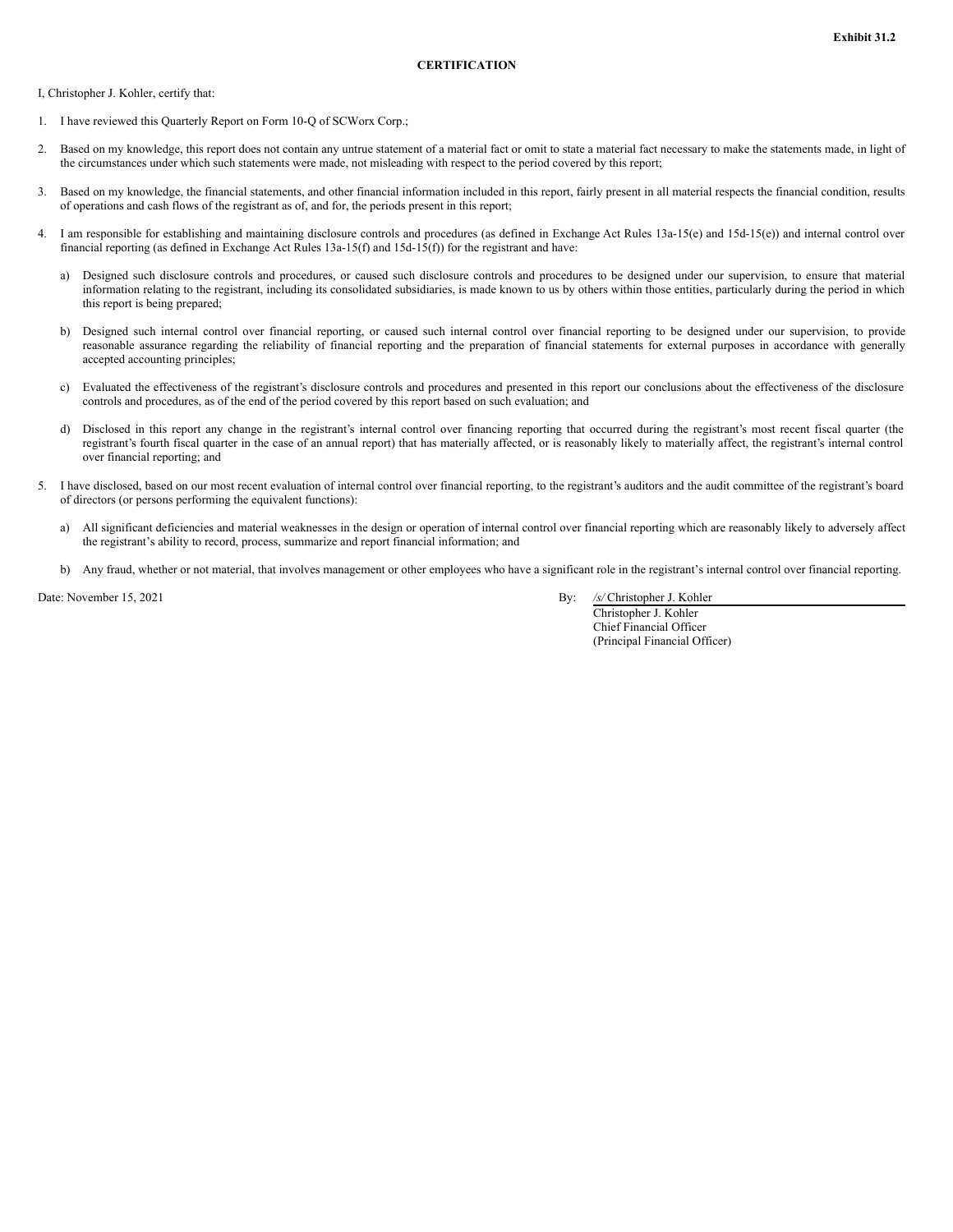**Exhibit 31.2**

**CERTIFICATION**

I, Christopher J. Kohler, certify that:

1. I have reviewed this Quarterly Report on Form 10-Q of SCWorx Corp.;

2. Based on my knowledge, this report does not contain any untrue statement of a material fact or omit to state a material fact necessary to make the statements made, in light of the circumstances under which such statements were made, not misleading with respect to the period covered by this report;

3. Based on my knowledge, the financial statements, and other financial information included in this report, fairly present in all material respects the financial condition, results of operations and cash flows of the registrant as of, and for, the periods present in this report;

4. I am responsible for establishing and maintaining disclosure controls and procedures (as defined in Exchange Act Rules 13a-15(e) and 15d-15(e)) and internal control over financial reporting (as defined in Exchange Act Rules 13a-15(f) and 15d-15(f)) for the registrant and have:

   a) Designed such disclosure controls and procedures, or caused such disclosure controls and procedures to be designed under our supervision, to ensure that material information relating to the registrant, including its consolidated subsidiaries, is made known to us by others within those entities, particularly during the period in which this report is being prepared;

   b) Designed such internal control over financial reporting, or caused such internal control over financial reporting to be designed under our supervision, to provide reasonable assurance regarding the reliability of financial reporting and the preparation of financial statements for external purposes in accordance with generally accepted accounting principles;

   c) Evaluated the effectiveness of the registrant's disclosure controls and procedures and presented in this report our conclusions about the effectiveness of the disclosure controls and procedures, as of the end of the period covered by this report based on such evaluation; and

   d) Disclosed in this report any change in the registrant's internal control over financing reporting that occurred during the registrant's most recent fiscal quarter (the registrant's fourth fiscal quarter in the case of an annual report) that has materially affected, or is reasonably likely to materially affect, the registrant's internal control over financial reporting; and

5. I have disclosed, based on our most recent evaluation of internal control over financial reporting, to the registrant's auditors and the audit committee of the registrant's board of directors (or persons performing the equivalent functions):

   a) All significant deficiencies and material weaknesses in the design or operation of internal control over financial reporting which are reasonably likely to adversely affect the registrant's ability to record, process, summarize and report financial information; and

   b) Any fraud, whether or not material, that involves management or other employees who have a significant role in the registrant's internal control over financial reporting.

Date: November 15, 2021

By: */s/* Christopher J. Kohler
Christopher J. Kohler
Chief Financial Officer
(Principal Financial Officer)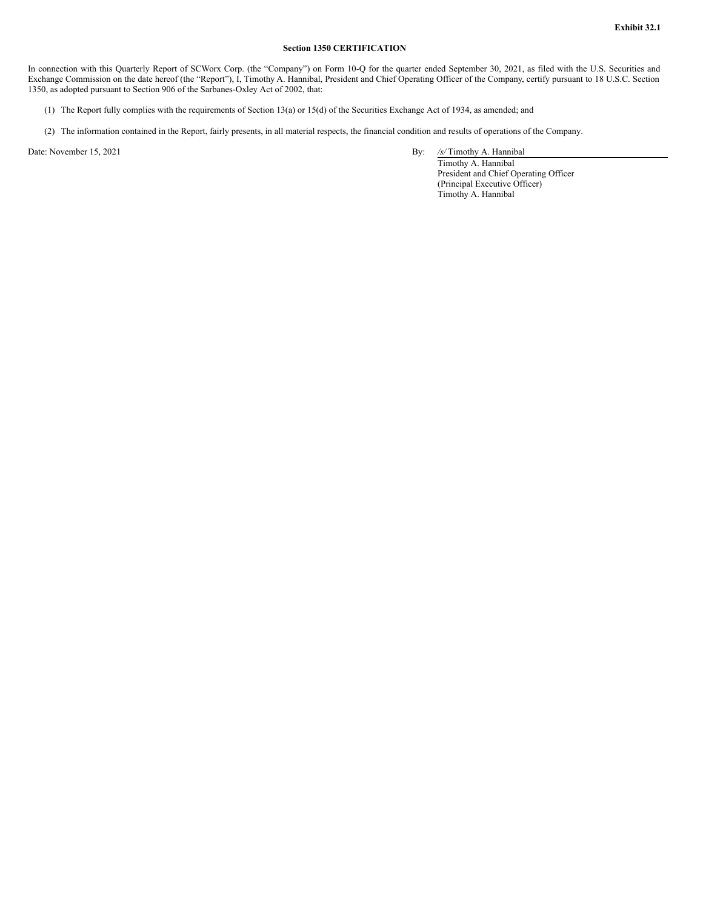**Exhibit 32.1**

**Section 1350 CERTIFICATION**

In connection with this Quarterly Report of SCWorx Corp. (the "Company") on Form 10-Q for the quarter ended September 30, 2021, as filed with the U.S. Securities and Exchange Commission on the date hereof (the "Report"), I, Timothy A. Hannibal, President and Chief Operating Officer of the Company, certify pursuant to 18 U.S.C. Section 1350, as adopted pursuant to Section 906 of the Sarbanes-Oxley Act of 2002, that:

(1) The Report fully complies with the requirements of Section 13(a) or 15(d) of the Securities Exchange Act of 1934, as amended; and

(2) The information contained in the Report, fairly presents, in all material respects, the financial condition and results of operations of the Company.

Date: November 15, 2021

By: */s/* Timothy A. Hannibal
Timothy A. Hannibal
President and Chief Operating Officer
(Principal Executive Officer)
Timothy A. Hannibal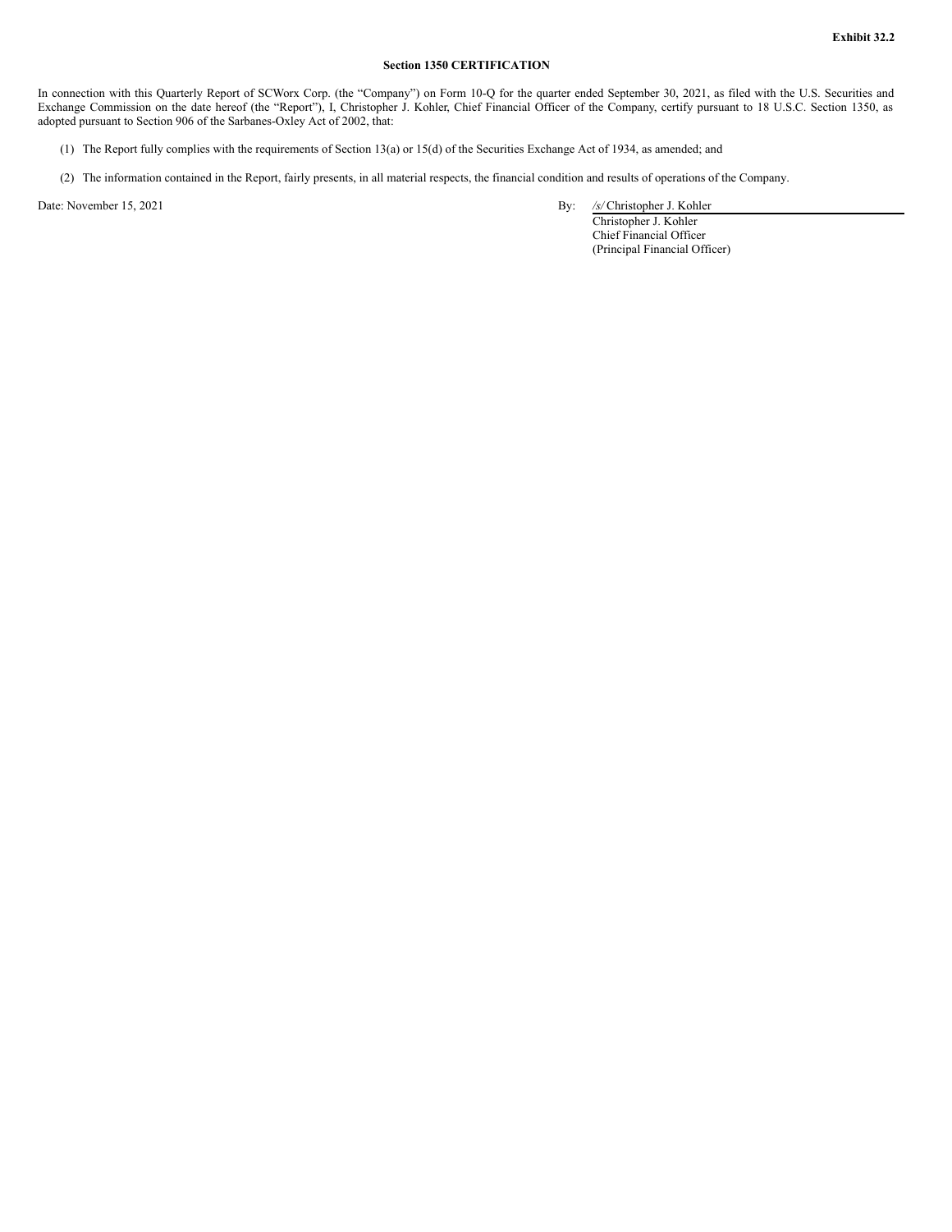**Exhibit 32.2**

**Section 1350 CERTIFICATION**

In connection with this Quarterly Report of SCWorx Corp. (the "Company") on Form 10-Q for the quarter ended September 30, 2021, as filed with the U.S. Securities and Exchange Commission on the date hereof (the "Report"), I, Christopher J. Kohler, Chief Financial Officer of the Company, certify pursuant to 18 U.S.C. Section 1350, as adopted pursuant to Section 906 of the Sarbanes-Oxley Act of 2002, that:

(1) The Report fully complies with the requirements of Section 13(a) or 15(d) of the Securities Exchange Act of 1934, as amended; and

(2) The information contained in the Report, fairly presents, in all material respects, the financial condition and results of operations of the Company.

Date: November 15, 2021

By: */s/* Christopher J. Kohler
Christopher J. Kohler
Chief Financial Officer
(Principal Financial Officer)